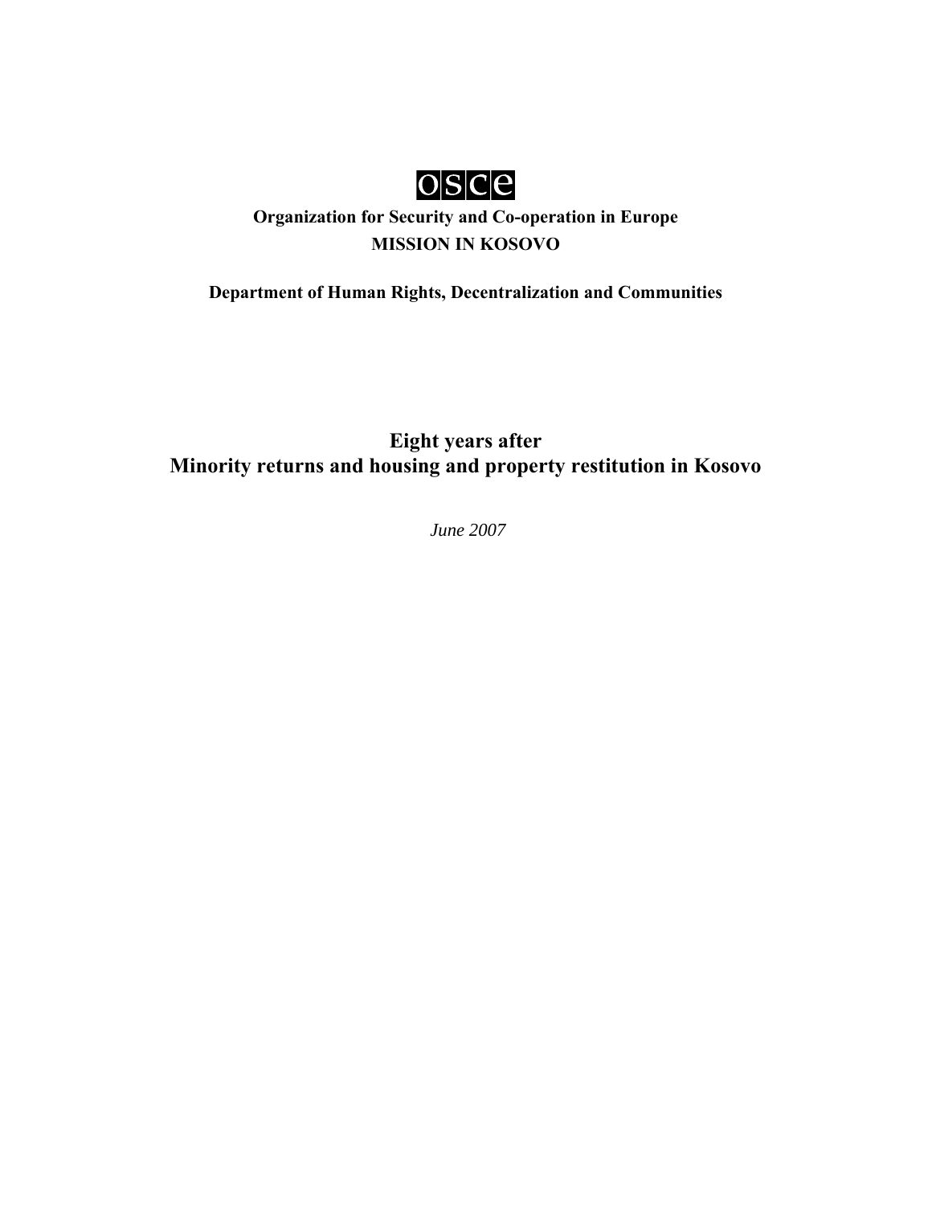osce

**Organization for Security and Co-operation in Europe**

**MISSION IN KOSOVO**

**Department of Human Rights, Decentralization and Communities**

# Eight years after
# Minority returns and housing and property restitution in Kosovo

*June 2007*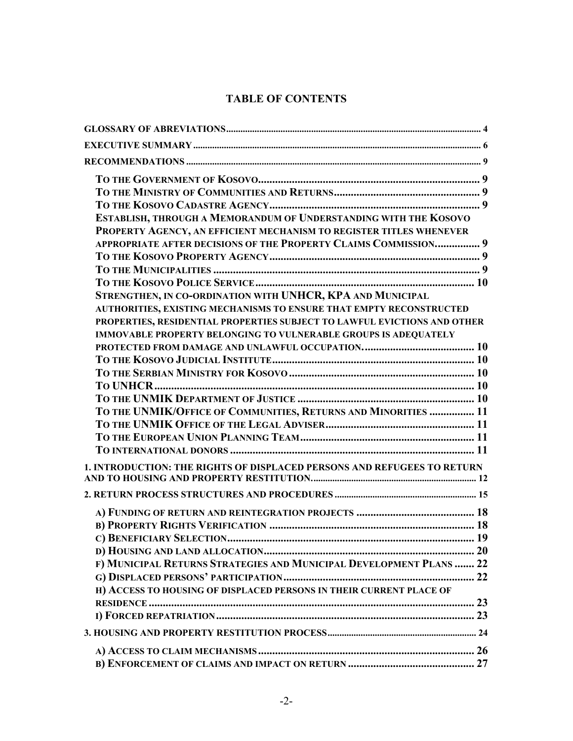# TABLE OF CONTENTS

GLOSSARY OF ABREVIATIONS .......... 4

EXECUTIVE SUMMARY .......... 6

RECOMMENDATIONS .......... 9

- TO THE GOVERNMENT OF KOSOVO .......... 9
- TO THE MINISTRY OF COMMUNITIES AND RETURNS .......... 9
- TO THE KOSOVO CADASTRE AGENCY .......... 9
- ESTABLISH, THROUGH A MEMORANDUM OF UNDERSTANDING WITH THE KOSOVO PROPERTY AGENCY, AN EFFICIENT MECHANISM TO REGISTER TITLES WHENEVER APPROPRIATE AFTER DECISIONS OF THE PROPERTY CLAIMS COMMISSION .......... 9
- TO THE KOSOVO PROPERTY AGENCY .......... 9
- TO THE MUNICIPALITIES .......... 9
- TO THE KOSOVO POLICE SERVICE .......... 10
- STRENGTHEN, IN CO-ORDINATION WITH UNHCR, KPA AND MUNICIPAL AUTHORITIES, EXISTING MECHANISMS TO ENSURE THAT EMPTY RECONSTRUCTED PROPERTIES, RESIDENTIAL PROPERTIES SUBJECT TO LAWFUL EVICTIONS AND OTHER IMMOVABLE PROPERTY BELONGING TO VULNERABLE GROUPS IS ADEQUATELY PROTECTED FROM DAMAGE AND UNLAWFUL OCCUPATION. .......... 10
- TO THE KOSOVO JUDICIAL INSTITUTE .......... 10
- TO THE SERBIAN MINISTRY FOR KOSOVO .......... 10
- TO UNHCR .......... 10
- TO THE UNMIK DEPARTMENT OF JUSTICE .......... 10
- TO THE UNMIK/OFFICE OF COMMUNITIES, RETURNS AND MINORITIES .......... 11
- TO THE UNMIK OFFICE OF THE LEGAL ADVISER .......... 11
- TO THE EUROPEAN UNION PLANNING TEAM .......... 11
- TO INTERNATIONAL DONORS .......... 11

1. INTRODUCTION: THE RIGHTS OF DISPLACED PERSONS AND REFUGEES TO RETURN AND TO HOUSING AND PROPERTY RESTITUTION. .......... 12

2. RETURN PROCESS STRUCTURES AND PROCEDURES .......... 15

- A) FUNDING OF RETURN AND REINTEGRATION PROJECTS .......... 18
- B) PROPERTY RIGHTS VERIFICATION .......... 18
- C) BENEFICIARY SELECTION .......... 19
- D) HOUSING AND LAND ALLOCATION .......... 20
- F) MUNICIPAL RETURNS STRATEGIES AND MUNICIPAL DEVELOPMENT PLANS .......... 22
- G) DISPLACED PERSONS' PARTICIPATION .......... 22
- H) ACCESS TO HOUSING OF DISPLACED PERSONS IN THEIR CURRENT PLACE OF RESIDENCE .......... 23
- I) FORCED REPATRIATION .......... 23

3. HOUSING AND PROPERTY RESTITUTION PROCESS .......... 24

- A) ACCESS TO CLAIM MECHANISMS .......... 26
- B) ENFORCEMENT OF CLAIMS AND IMPACT ON RETURN .......... 27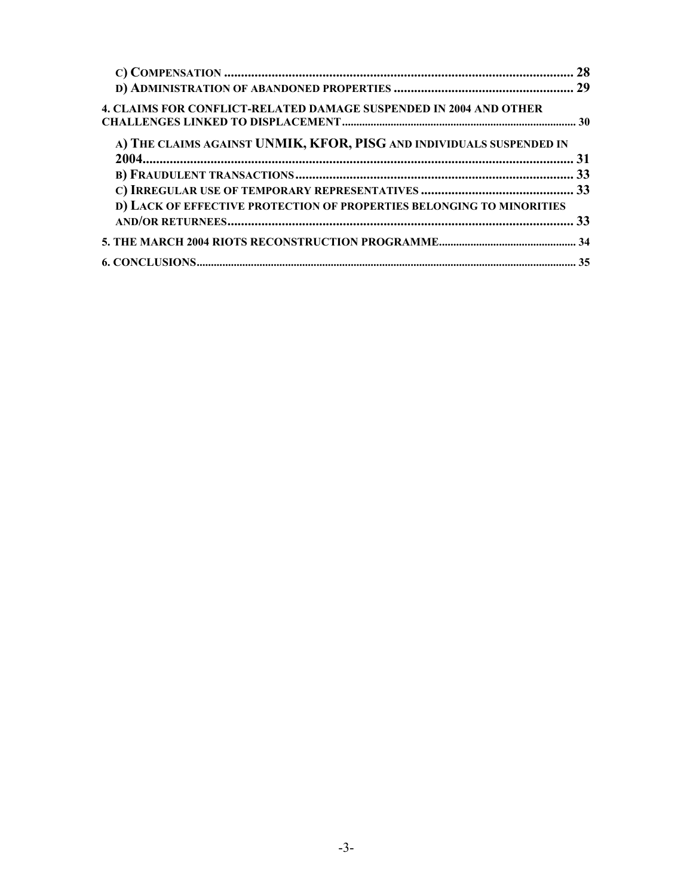C) COMPENSATION ........................................................................................................ 28

D) ADMINISTRATION OF ABANDONED PROPERTIES ..................................................... 29

**4. CLAIMS FOR CONFLICT-RELATED DAMAGE SUSPENDED IN 2004 AND OTHER CHALLENGES LINKED TO DISPLACEMENT** ................................................................................. 30

A) THE CLAIMS AGAINST UNMIK, KFOR, PISG AND INDIVIDUALS SUSPENDED IN 2004............................................................................................................................. 31

B) FRAUDULENT TRANSACTIONS ................................................................................. 33

C) IRREGULAR USE OF TEMPORARY REPRESENTATIVES ............................................. 33

D) LACK OF EFFECTIVE PROTECTION OF PROPERTIES BELONGING TO MINORITIES AND/OR RETURNEES...................................................................................................... 33

**5. THE MARCH 2004 RIOTS RECONSTRUCTION PROGRAMME** ................................................ 34

**6. CONCLUSIONS** .................................................................................................................... 35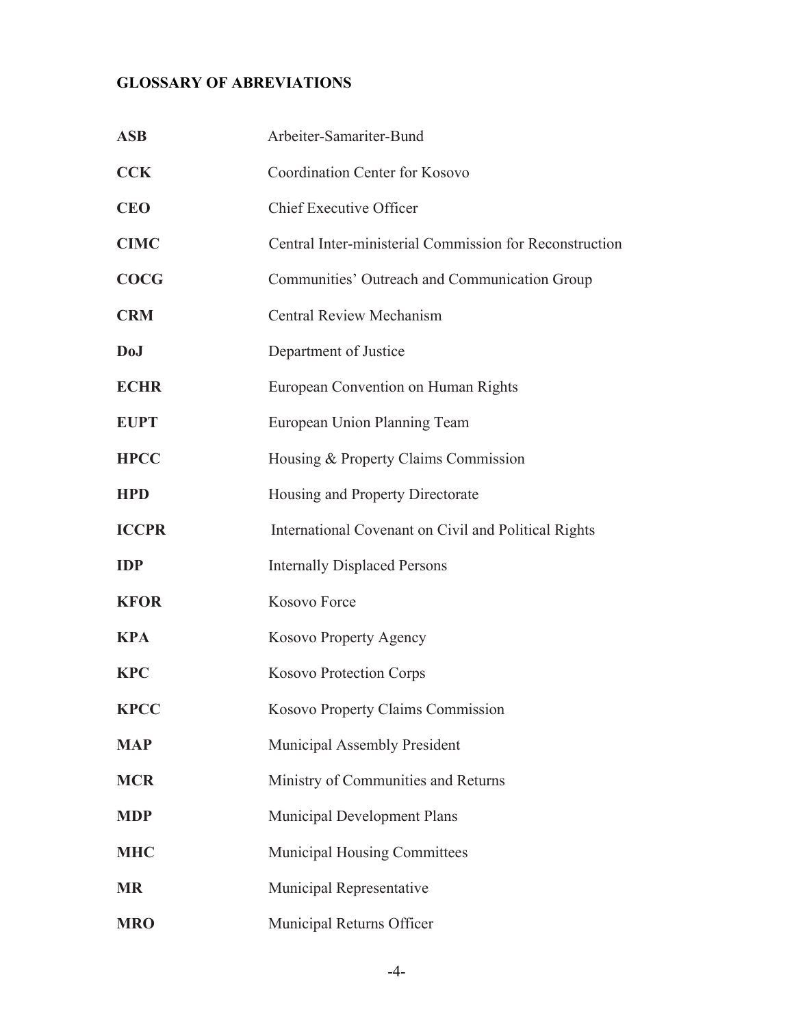## GLOSSARY OF ABREVIATIONS

| | |
|---|---|
| **ASB** | Arbeiter-Samariter-Bund |
| **CCK** | Coordination Center for Kosovo |
| **CEO** | Chief Executive Officer |
| **CIMC** | Central Inter-ministerial Commission for Reconstruction |
| **COCG** | Communities' Outreach and Communication Group |
| **CRM** | Central Review Mechanism |
| **DoJ** | Department of Justice |
| **ECHR** | European Convention on Human Rights |
| **EUPT** | European Union Planning Team |
| **HPCC** | Housing & Property Claims Commission |
| **HPD** | Housing and Property Directorate |
| **ICCPR** | International Covenant on Civil and Political Rights |
| **IDP** | Internally Displaced Persons |
| **KFOR** | Kosovo Force |
| **KPA** | Kosovo Property Agency |
| **KPC** | Kosovo Protection Corps |
| **KPCC** | Kosovo Property Claims Commission |
| **MAP** | Municipal Assembly President |
| **MCR** | Ministry of Communities and Returns |
| **MDP** | Municipal Development Plans |
| **MHC** | Municipal Housing Committees |
| **MR** | Municipal Representative |
| **MRO** | Municipal Returns Officer |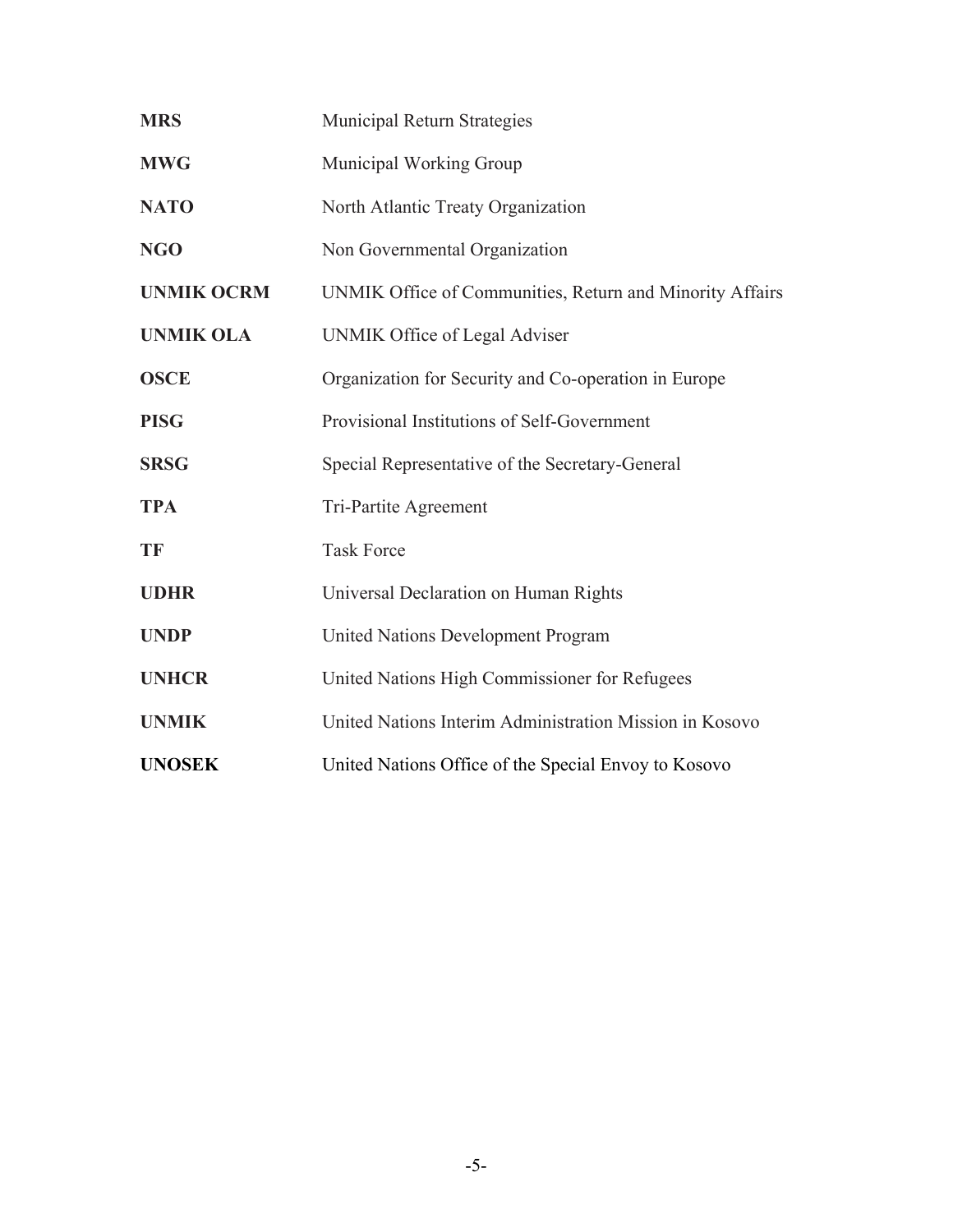| | |
|---|---|
| **MRS** | Municipal Return Strategies |
| **MWG** | Municipal Working Group |
| **NATO** | North Atlantic Treaty Organization |
| **NGO** | Non Governmental Organization |
| **UNMIK OCRM** | UNMIK Office of Communities, Return and Minority Affairs |
| **UNMIK OLA** | UNMIK Office of Legal Adviser |
| **OSCE** | Organization for Security and Co-operation in Europe |
| **PISG** | Provisional Institutions of Self-Government |
| **SRSG** | Special Representative of the Secretary-General |
| **TPA** | Tri-Partite Agreement |
| **TF** | Task Force |
| **UDHR** | Universal Declaration on Human Rights |
| **UNDP** | United Nations Development Program |
| **UNHCR** | United Nations High Commissioner for Refugees |
| **UNMIK** | United Nations Interim Administration Mission in Kosovo |
| **UNOSEK** | United Nations Office of the Special Envoy to Kosovo |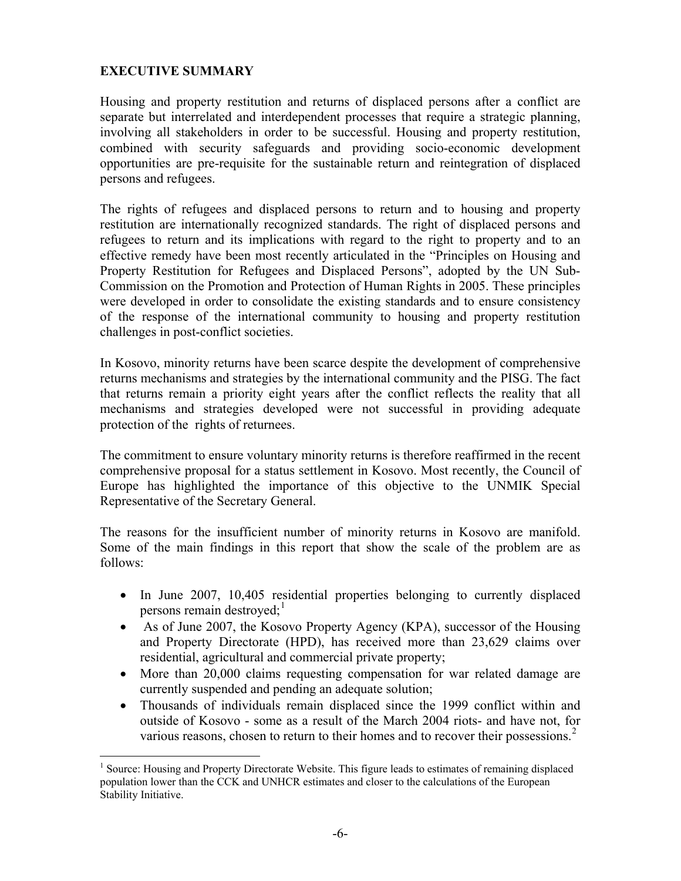## EXECUTIVE SUMMARY

Housing and property restitution and returns of displaced persons after a conflict are separate but interrelated and interdependent processes that require a strategic planning, involving all stakeholders in order to be successful. Housing and property restitution, combined with security safeguards and providing socio-economic development opportunities are pre-requisite for the sustainable return and reintegration of displaced persons and refugees.

The rights of refugees and displaced persons to return and to housing and property restitution are internationally recognized standards. The right of displaced persons and refugees to return and its implications with regard to the right to property and to an effective remedy have been most recently articulated in the "Principles on Housing and Property Restitution for Refugees and Displaced Persons", adopted by the UN Sub-Commission on the Promotion and Protection of Human Rights in 2005. These principles were developed in order to consolidate the existing standards and to ensure consistency of the response of the international community to housing and property restitution challenges in post-conflict societies.

In Kosovo, minority returns have been scarce despite the development of comprehensive returns mechanisms and strategies by the international community and the PISG. The fact that returns remain a priority eight years after the conflict reflects the reality that all mechanisms and strategies developed were not successful in providing adequate protection of the rights of returnees.

The commitment to ensure voluntary minority returns is therefore reaffirmed in the recent comprehensive proposal for a status settlement in Kosovo. Most recently, the Council of Europe has highlighted the importance of this objective to the UNMIK Special Representative of the Secretary General.

The reasons for the insufficient number of minority returns in Kosovo are manifold. Some of the main findings in this report that show the scale of the problem are as follows:

- In June 2007, 10,405 residential properties belonging to currently displaced persons remain destroyed;[1]
- As of June 2007, the Kosovo Property Agency (KPA), successor of the Housing and Property Directorate (HPD), has received more than 23,629 claims over residential, agricultural and commercial private property;
- More than 20,000 claims requesting compensation for war related damage are currently suspended and pending an adequate solution;
- Thousands of individuals remain displaced since the 1999 conflict within and outside of Kosovo - some as a result of the March 2004 riots- and have not, for various reasons, chosen to return to their homes and to recover their possessions.[2]

[1] Source: Housing and Property Directorate Website. This figure leads to estimates of remaining displaced population lower than the CCK and UNHCR estimates and closer to the calculations of the European Stability Initiative.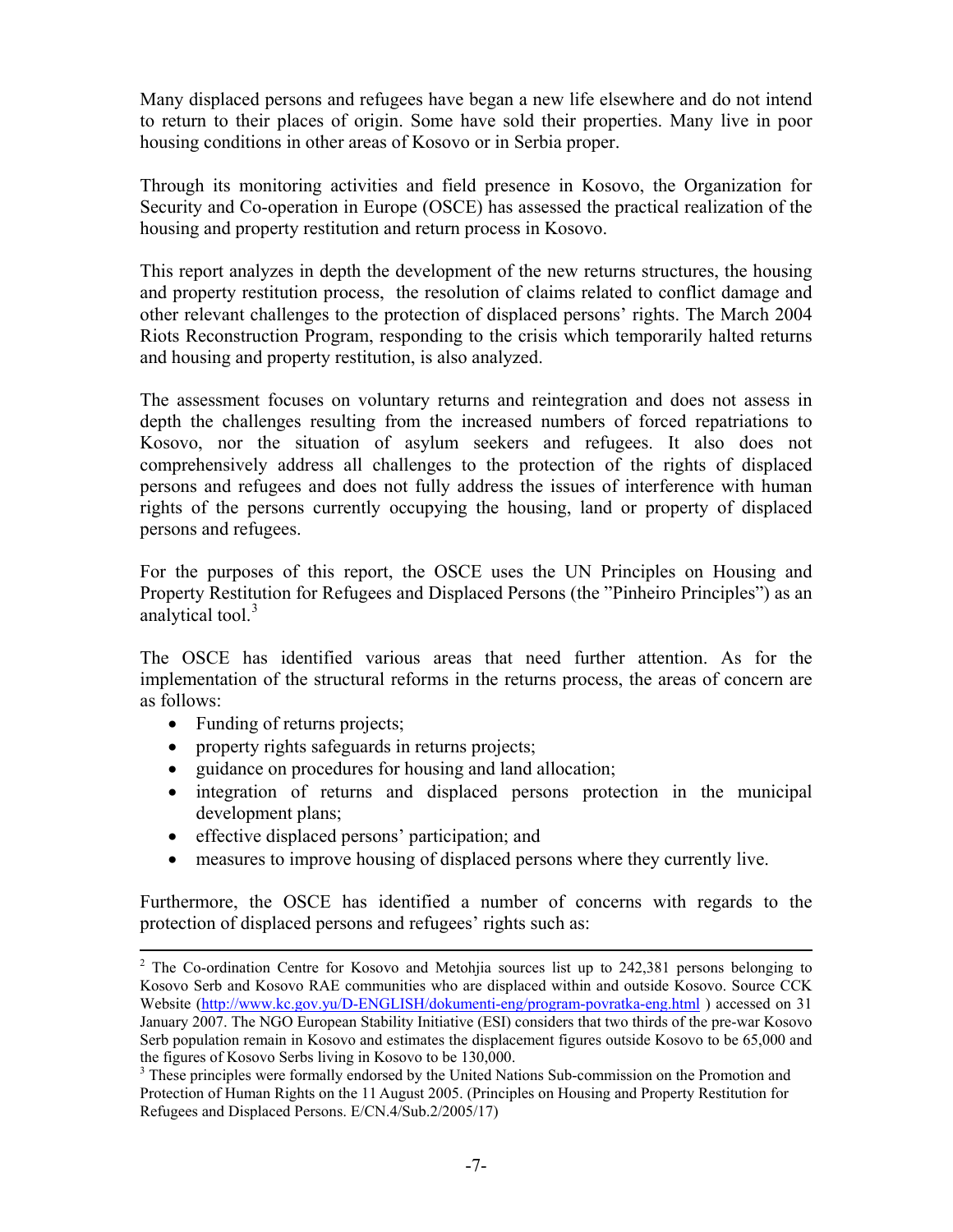Many displaced persons and refugees have began a new life elsewhere and do not intend to return to their places of origin. Some have sold their properties. Many live in poor housing conditions in other areas of Kosovo or in Serbia proper.

Through its monitoring activities and field presence in Kosovo, the Organization for Security and Co-operation in Europe (OSCE) has assessed the practical realization of the housing and property restitution and return process in Kosovo.

This report analyzes in depth the development of the new returns structures, the housing and property restitution process, the resolution of claims related to conflict damage and other relevant challenges to the protection of displaced persons' rights. The March 2004 Riots Reconstruction Program, responding to the crisis which temporarily halted returns and housing and property restitution, is also analyzed.

The assessment focuses on voluntary returns and reintegration and does not assess in depth the challenges resulting from the increased numbers of forced repatriations to Kosovo, nor the situation of asylum seekers and refugees. It also does not comprehensively address all challenges to the protection of the rights of displaced persons and refugees and does not fully address the issues of interference with human rights of the persons currently occupying the housing, land or property of displaced persons and refugees.

For the purposes of this report, the OSCE uses the UN Principles on Housing and Property Restitution for Refugees and Displaced Persons (the "Pinheiro Principles") as an analytical tool.[3]

The OSCE has identified various areas that need further attention. As for the implementation of the structural reforms in the returns process, the areas of concern are as follows:

- Funding of returns projects;
- property rights safeguards in returns projects;
- guidance on procedures for housing and land allocation;
- integration of returns and displaced persons protection in the municipal development plans;
- effective displaced persons' participation; and
- measures to improve housing of displaced persons where they currently live.

Furthermore, the OSCE has identified a number of concerns with regards to the protection of displaced persons and refugees' rights such as:

---

[2] The Co-ordination Centre for Kosovo and Metohjia sources list up to 242,381 persons belonging to Kosovo Serb and Kosovo RAE communities who are displaced within and outside Kosovo. Source CCK Website (http://www.kc.gov.yu/D-ENGLISH/dokumenti-eng/program-povratka-eng.html ) accessed on 31 January 2007. The NGO European Stability Initiative (ESI) considers that two thirds of the pre-war Kosovo Serb population remain in Kosovo and estimates the displacement figures outside Kosovo to be 65,000 and the figures of Kosovo Serbs living in Kosovo to be 130,000.

[3] These principles were formally endorsed by the United Nations Sub-commission on the Promotion and Protection of Human Rights on the 11 August 2005. (Principles on Housing and Property Restitution for Refugees and Displaced Persons. E/CN.4/Sub.2/2005/17)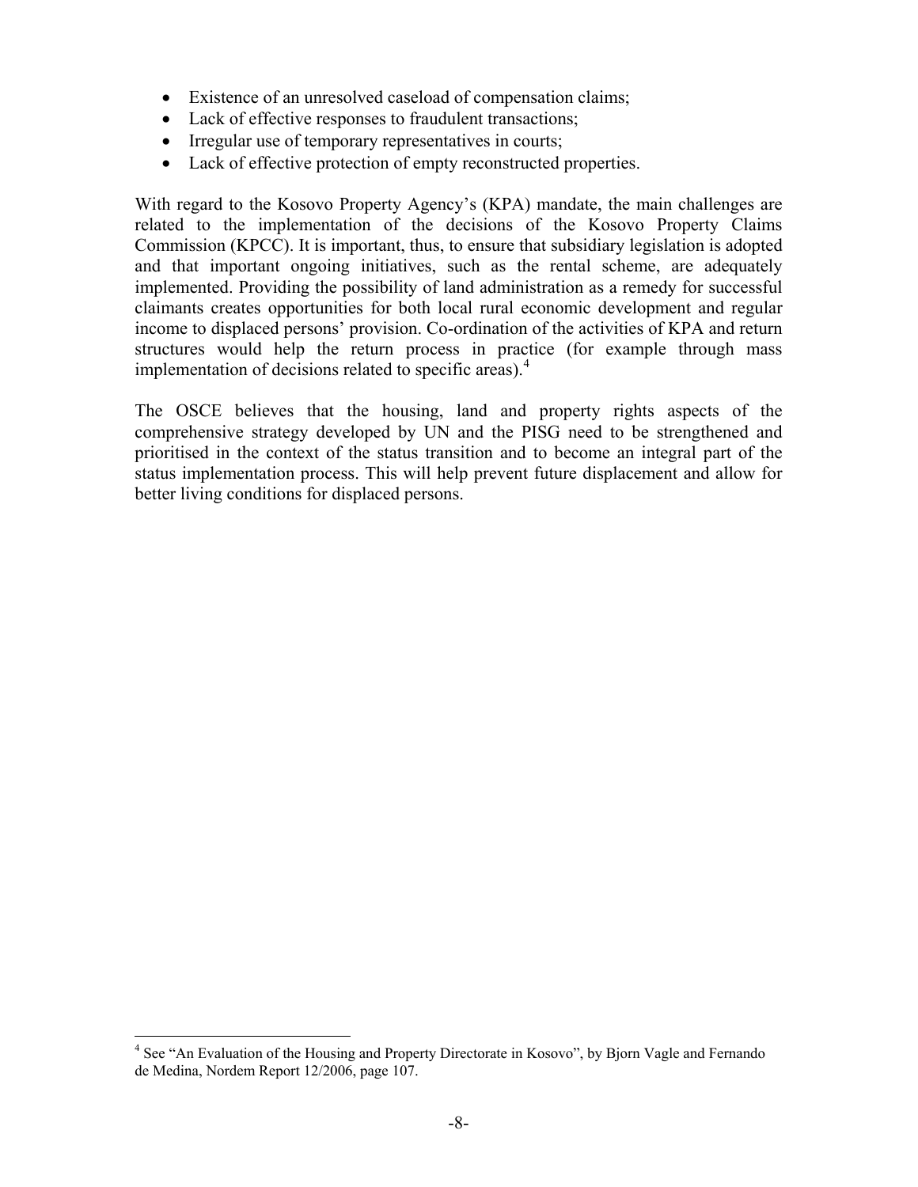- Existence of an unresolved caseload of compensation claims;
- Lack of effective responses to fraudulent transactions;
- Irregular use of temporary representatives in courts;
- Lack of effective protection of empty reconstructed properties.

With regard to the Kosovo Property Agency's (KPA) mandate, the main challenges are related to the implementation of the decisions of the Kosovo Property Claims Commission (KPCC). It is important, thus, to ensure that subsidiary legislation is adopted and that important ongoing initiatives, such as the rental scheme, are adequately implemented. Providing the possibility of land administration as a remedy for successful claimants creates opportunities for both local rural economic development and regular income to displaced persons' provision. Co-ordination of the activities of KPA and return structures would help the return process in practice (for example through mass implementation of decisions related to specific areas).[4]

The OSCE believes that the housing, land and property rights aspects of the comprehensive strategy developed by UN and the PISG need to be strengthened and prioritised in the context of the status transition and to become an integral part of the status implementation process. This will help prevent future displacement and allow for better living conditions for displaced persons.

[4] See "An Evaluation of the Housing and Property Directorate in Kosovo", by Bjorn Vagle and Fernando de Medina, Nordem Report 12/2006, page 107.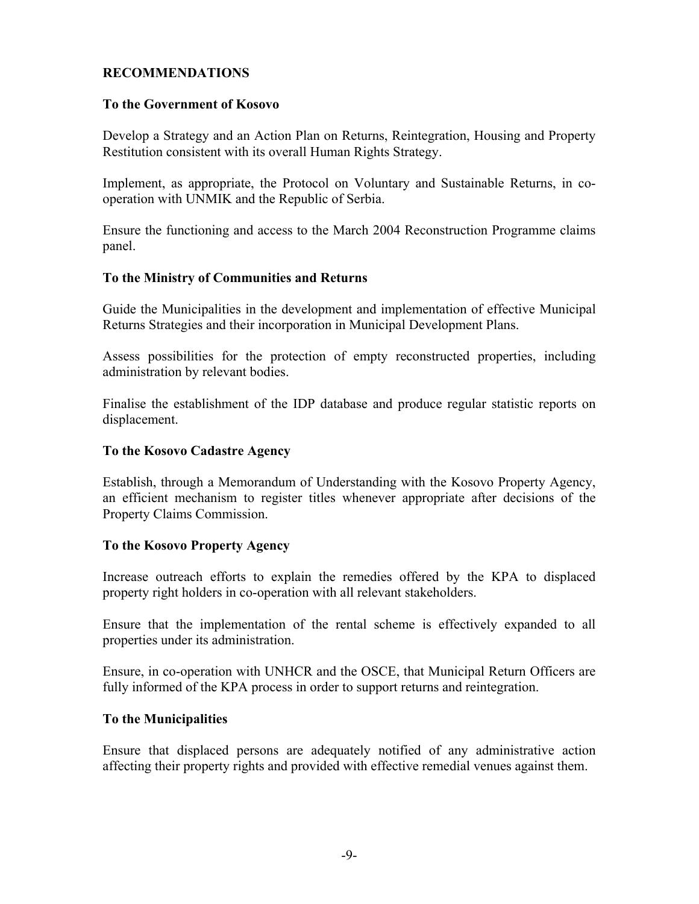## RECOMMENDATIONS

### To the Government of Kosovo

Develop a Strategy and an Action Plan on Returns, Reintegration, Housing and Property Restitution consistent with its overall Human Rights Strategy.

Implement, as appropriate, the Protocol on Voluntary and Sustainable Returns, in co-operation with UNMIK and the Republic of Serbia.

Ensure the functioning and access to the March 2004 Reconstruction Programme claims panel.

### To the Ministry of Communities and Returns

Guide the Municipalities in the development and implementation of effective Municipal Returns Strategies and their incorporation in Municipal Development Plans.

Assess possibilities for the protection of empty reconstructed properties, including administration by relevant bodies.

Finalise the establishment of the IDP database and produce regular statistic reports on displacement.

### To the Kosovo Cadastre Agency

Establish, through a Memorandum of Understanding with the Kosovo Property Agency, an efficient mechanism to register titles whenever appropriate after decisions of the Property Claims Commission.

### To the Kosovo Property Agency

Increase outreach efforts to explain the remedies offered by the KPA to displaced property right holders in co-operation with all relevant stakeholders.

Ensure that the implementation of the rental scheme is effectively expanded to all properties under its administration.

Ensure, in co-operation with UNHCR and the OSCE, that Municipal Return Officers are fully informed of the KPA process in order to support returns and reintegration.

### To the Municipalities

Ensure that displaced persons are adequately notified of any administrative action affecting their property rights and provided with effective remedial venues against them.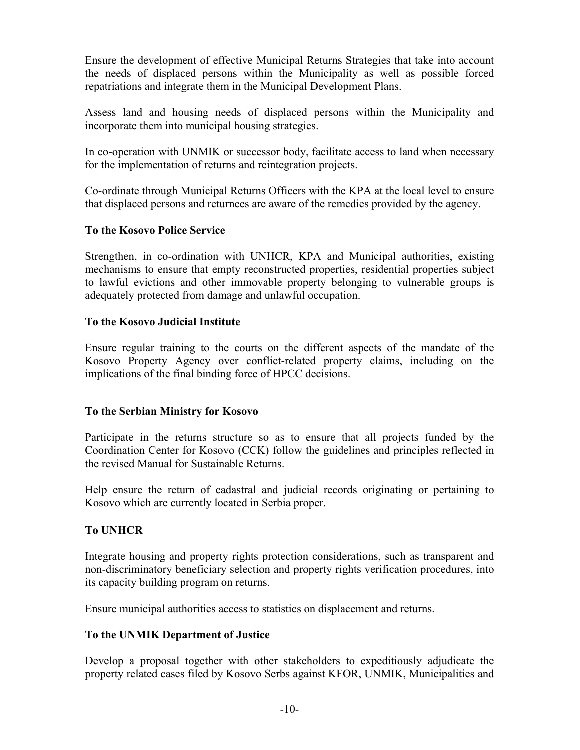Ensure the development of effective Municipal Returns Strategies that take into account the needs of displaced persons within the Municipality as well as possible forced repatriations and integrate them in the Municipal Development Plans.

Assess land and housing needs of displaced persons within the Municipality and incorporate them into municipal housing strategies.

In co-operation with UNMIK or successor body, facilitate access to land when necessary for the implementation of returns and reintegration projects.

Co-ordinate through Municipal Returns Officers with the KPA at the local level to ensure that displaced persons and returnees are aware of the remedies provided by the agency.

**To the Kosovo Police Service**

Strengthen, in co-ordination with UNHCR, KPA and Municipal authorities, existing mechanisms to ensure that empty reconstructed properties, residential properties subject to lawful evictions and other immovable property belonging to vulnerable groups is adequately protected from damage and unlawful occupation.

**To the Kosovo Judicial Institute**

Ensure regular training to the courts on the different aspects of the mandate of the Kosovo Property Agency over conflict-related property claims, including on the implications of the final binding force of HPCC decisions.

**To the Serbian Ministry for Kosovo**

Participate in the returns structure so as to ensure that all projects funded by the Coordination Center for Kosovo (CCK) follow the guidelines and principles reflected in the revised Manual for Sustainable Returns.

Help ensure the return of cadastral and judicial records originating or pertaining to Kosovo which are currently located in Serbia proper.

**To UNHCR**

Integrate housing and property rights protection considerations, such as transparent and non-discriminatory beneficiary selection and property rights verification procedures, into its capacity building program on returns.

Ensure municipal authorities access to statistics on displacement and returns.

**To the UNMIK Department of Justice**

Develop a proposal together with other stakeholders to expeditiously adjudicate the property related cases filed by Kosovo Serbs against KFOR, UNMIK, Municipalities and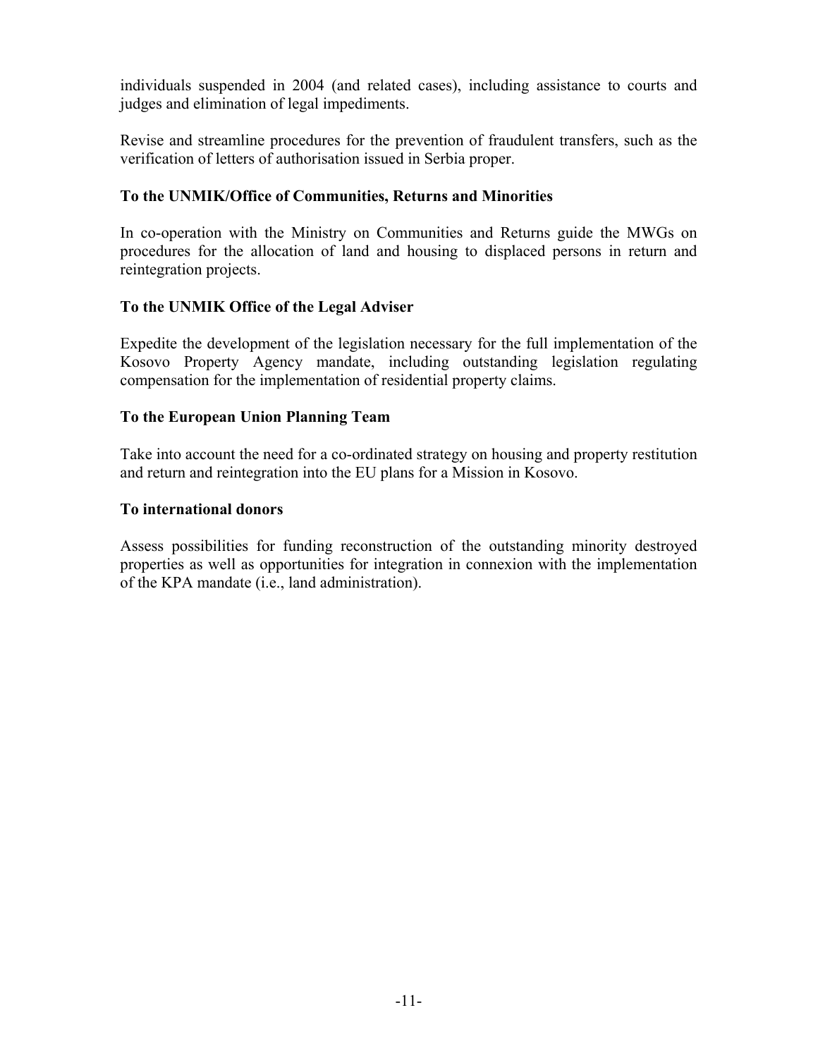individuals suspended in 2004 (and related cases), including assistance to courts and judges and elimination of legal impediments.

Revise and streamline procedures for the prevention of fraudulent transfers, such as the verification of letters of authorisation issued in Serbia proper.

**To the UNMIK/Office of Communities, Returns and Minorities**

In co-operation with the Ministry on Communities and Returns guide the MWGs on procedures for the allocation of land and housing to displaced persons in return and reintegration projects.

**To the UNMIK Office of the Legal Adviser**

Expedite the development of the legislation necessary for the full implementation of the Kosovo Property Agency mandate, including outstanding legislation regulating compensation for the implementation of residential property claims.

**To the European Union Planning Team**

Take into account the need for a co-ordinated strategy on housing and property restitution and return and reintegration into the EU plans for a Mission in Kosovo.

**To international donors**

Assess possibilities for funding reconstruction of the outstanding minority destroyed properties as well as opportunities for integration in connexion with the implementation of the KPA mandate (i.e., land administration).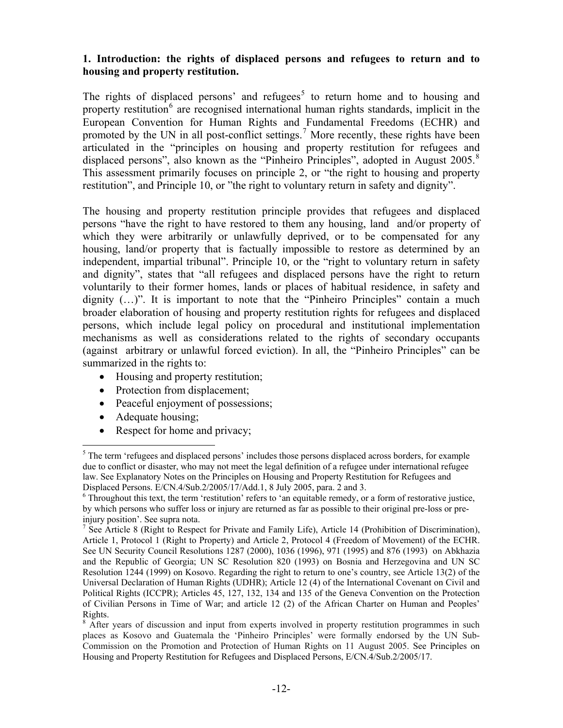## 1. Introduction: the rights of displaced persons and refugees to return and to housing and property restitution.

The rights of displaced persons' and refugees[5] to return home and to housing and property restitution[6] are recognised international human rights standards, implicit in the European Convention for Human Rights and Fundamental Freedoms (ECHR) and promoted by the UN in all post-conflict settings.[7] More recently, these rights have been articulated in the "principles on housing and property restitution for refugees and displaced persons", also known as the "Pinheiro Principles", adopted in August 2005.[8] This assessment primarily focuses on principle 2, or "the right to housing and property restitution", and Principle 10, or "the right to voluntary return in safety and dignity".

The housing and property restitution principle provides that refugees and displaced persons "have the right to have restored to them any housing, land and/or property of which they were arbitrarily or unlawfully deprived, or to be compensated for any housing, land/or property that is factually impossible to restore as determined by an independent, impartial tribunal". Principle 10, or the "right to voluntary return in safety and dignity", states that "all refugees and displaced persons have the right to return voluntarily to their former homes, lands or places of habitual residence, in safety and dignity (…)". It is important to note that the "Pinheiro Principles" contain a much broader elaboration of housing and property restitution rights for refugees and displaced persons, which include legal policy on procedural and institutional implementation mechanisms as well as considerations related to the rights of secondary occupants (against arbitrary or unlawful forced eviction). In all, the "Pinheiro Principles" can be summarized in the rights to:

- Housing and property restitution;
- Protection from displacement;
- Peaceful enjoyment of possessions;
- Adequate housing;
- Respect for home and privacy;

---

[5] The term 'refugees and displaced persons' includes those persons displaced across borders, for example due to conflict or disaster, who may not meet the legal definition of a refugee under international refugee law. See Explanatory Notes on the Principles on Housing and Property Restitution for Refugees and Displaced Persons. E/CN.4/Sub.2/2005/17/Add.1, 8 July 2005, para. 2 and 3.

[6] Throughout this text, the term 'restitution' refers to 'an equitable remedy, or a form of restorative justice, by which persons who suffer loss or injury are returned as far as possible to their original pre-loss or pre-injury position'. See supra nota.

[7] See Article 8 (Right to Respect for Private and Family Life), Article 14 (Prohibition of Discrimination), Article 1, Protocol 1 (Right to Property) and Article 2, Protocol 4 (Freedom of Movement) of the ECHR. See UN Security Council Resolutions 1287 (2000), 1036 (1996), 971 (1995) and 876 (1993) on Abkhazia and the Republic of Georgia; UN SC Resolution 820 (1993) on Bosnia and Herzegovina and UN SC Resolution 1244 (1999) on Kosovo. Regarding the right to return to one's country, see Article 13(2) of the Universal Declaration of Human Rights (UDHR); Article 12 (4) of the International Covenant on Civil and Political Rights (ICCPR); Articles 45, 127, 132, 134 and 135 of the Geneva Convention on the Protection of Civilian Persons in Time of War; and article 12 (2) of the African Charter on Human and Peoples' Rights.

[8] After years of discussion and input from experts involved in property restitution programmes in such places as Kosovo and Guatemala the 'Pinheiro Principles' were formally endorsed by the UN Sub-Commission on the Promotion and Protection of Human Rights on 11 August 2005. See Principles on Housing and Property Restitution for Refugees and Displaced Persons, E/CN.4/Sub.2/2005/17.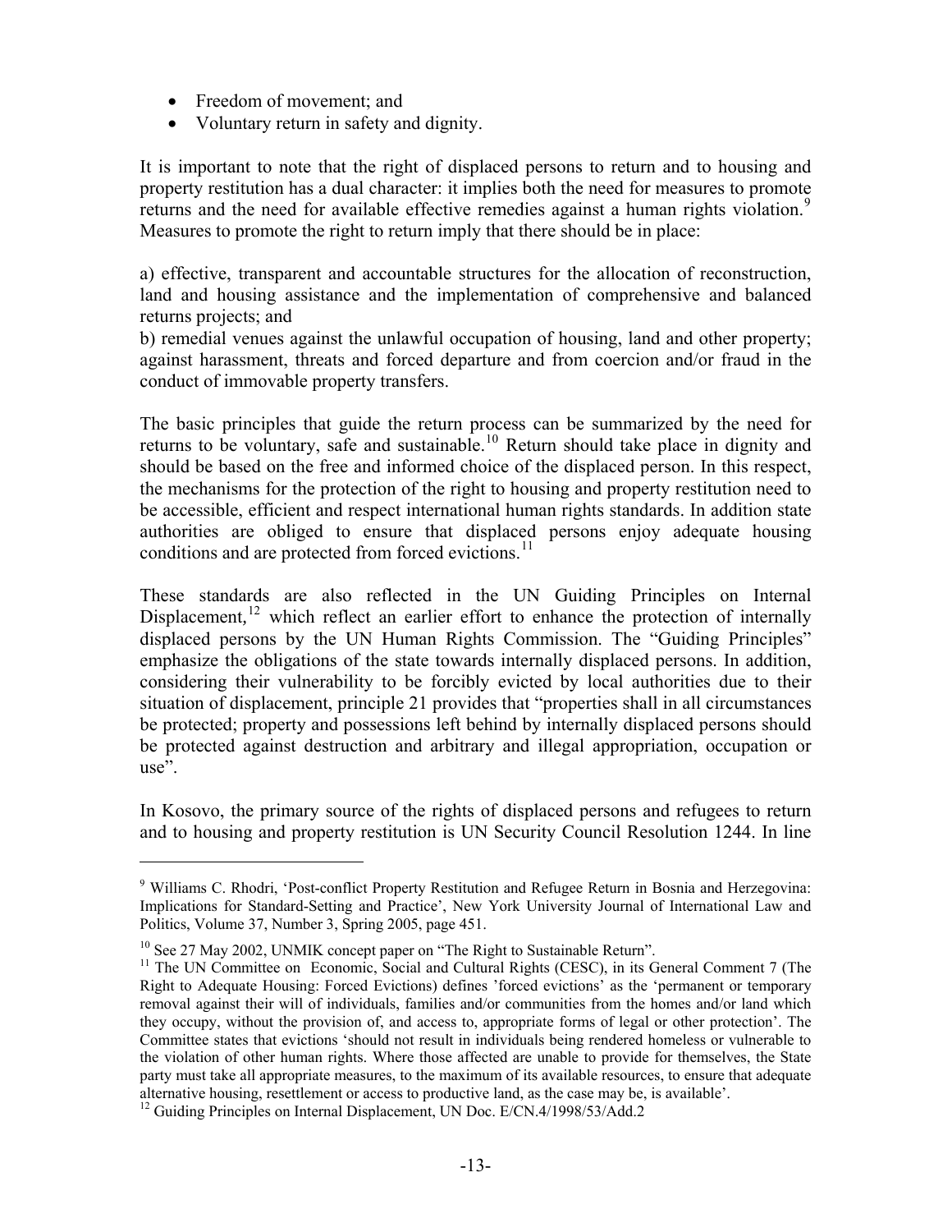- Freedom of movement; and
- Voluntary return in safety and dignity.

It is important to note that the right of displaced persons to return and to housing and property restitution has a dual character: it implies both the need for measures to promote returns and the need for available effective remedies against a human rights violation.[9] Measures to promote the right to return imply that there should be in place:

a) effective, transparent and accountable structures for the allocation of reconstruction, land and housing assistance and the implementation of comprehensive and balanced returns projects; and
b) remedial venues against the unlawful occupation of housing, land and other property; against harassment, threats and forced departure and from coercion and/or fraud in the conduct of immovable property transfers.

The basic principles that guide the return process can be summarized by the need for returns to be voluntary, safe and sustainable.[10] Return should take place in dignity and should be based on the free and informed choice of the displaced person. In this respect, the mechanisms for the protection of the right to housing and property restitution need to be accessible, efficient and respect international human rights standards. In addition state authorities are obliged to ensure that displaced persons enjoy adequate housing conditions and are protected from forced evictions.[11]

These standards are also reflected in the UN Guiding Principles on Internal Displacement,[12] which reflect an earlier effort to enhance the protection of internally displaced persons by the UN Human Rights Commission. The "Guiding Principles" emphasize the obligations of the state towards internally displaced persons. In addition, considering their vulnerability to be forcibly evicted by local authorities due to their situation of displacement, principle 21 provides that "properties shall in all circumstances be protected; property and possessions left behind by internally displaced persons should be protected against destruction and arbitrary and illegal appropriation, occupation or use".

In Kosovo, the primary source of the rights of displaced persons and refugees to return and to housing and property restitution is UN Security Council Resolution 1244. In line

---

[9] Williams C. Rhodri, 'Post-conflict Property Restitution and Refugee Return in Bosnia and Herzegovina: Implications for Standard-Setting and Practice', New York University Journal of International Law and Politics, Volume 37, Number 3, Spring 2005, page 451.

[10] See 27 May 2002, UNMIK concept paper on "The Right to Sustainable Return".

[11] The UN Committee on Economic, Social and Cultural Rights (CESC), in its General Comment 7 (The Right to Adequate Housing: Forced Evictions) defines 'forced evictions' as the 'permanent or temporary removal against their will of individuals, families and/or communities from the homes and/or land which they occupy, without the provision of, and access to, appropriate forms of legal or other protection'. The Committee states that evictions 'should not result in individuals being rendered homeless or vulnerable to the violation of other human rights. Where those affected are unable to provide for themselves, the State party must take all appropriate measures, to the maximum of its available resources, to ensure that adequate alternative housing, resettlement or access to productive land, as the case may be, is available'.

[12] Guiding Principles on Internal Displacement, UN Doc. E/CN.4/1998/53/Add.2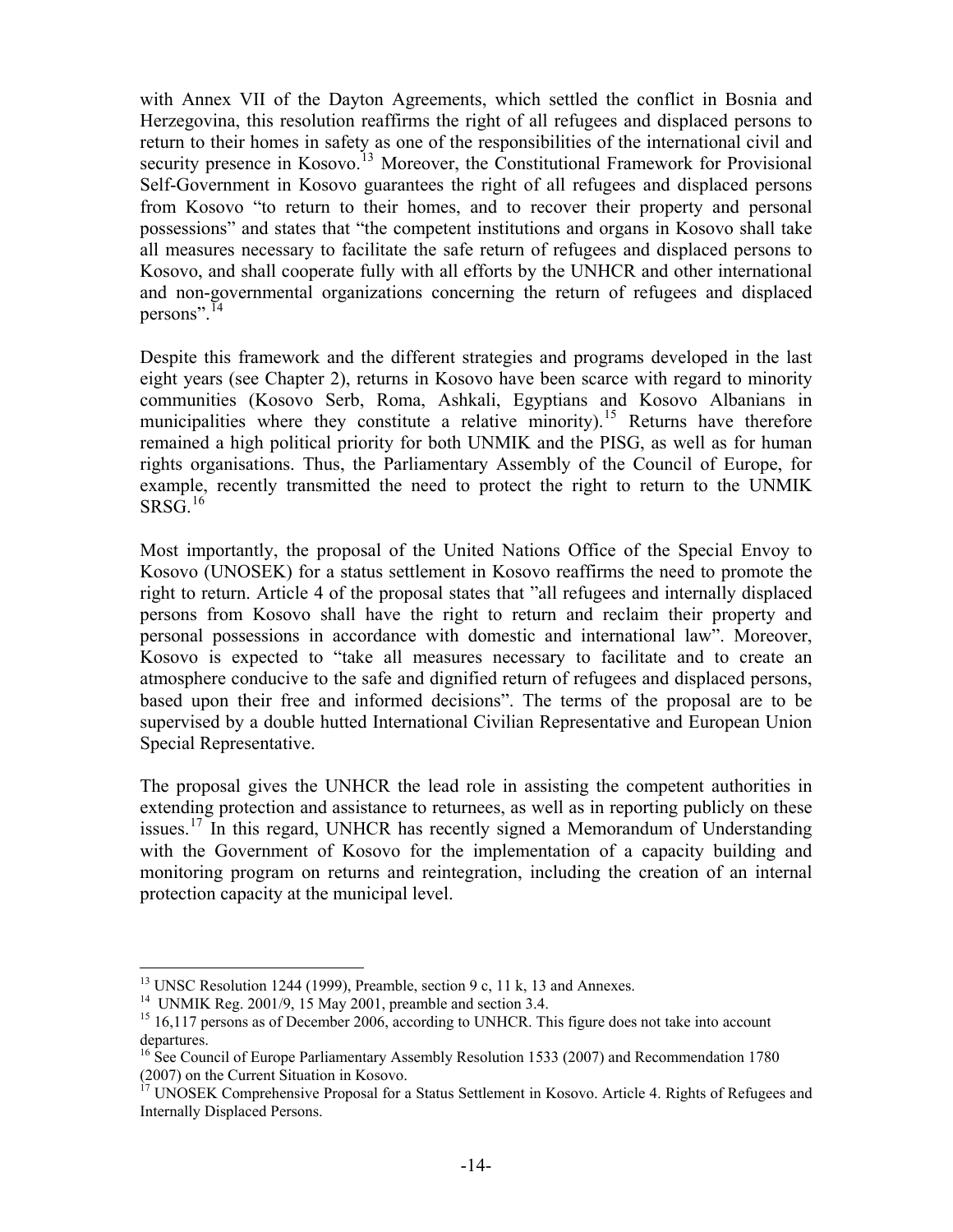with Annex VII of the Dayton Agreements, which settled the conflict in Bosnia and Herzegovina, this resolution reaffirms the right of all refugees and displaced persons to return to their homes in safety as one of the responsibilities of the international civil and security presence in Kosovo.[13] Moreover, the Constitutional Framework for Provisional Self-Government in Kosovo guarantees the right of all refugees and displaced persons from Kosovo "to return to their homes, and to recover their property and personal possessions" and states that "the competent institutions and organs in Kosovo shall take all measures necessary to facilitate the safe return of refugees and displaced persons to Kosovo, and shall cooperate fully with all efforts by the UNHCR and other international and non-governmental organizations concerning the return of refugees and displaced persons".[14]

Despite this framework and the different strategies and programs developed in the last eight years (see Chapter 2), returns in Kosovo have been scarce with regard to minority communities (Kosovo Serb, Roma, Ashkali, Egyptians and Kosovo Albanians in municipalities where they constitute a relative minority).[15] Returns have therefore remained a high political priority for both UNMIK and the PISG, as well as for human rights organisations. Thus, the Parliamentary Assembly of the Council of Europe, for example, recently transmitted the need to protect the right to return to the UNMIK SRSG.[16]

Most importantly, the proposal of the United Nations Office of the Special Envoy to Kosovo (UNOSEK) for a status settlement in Kosovo reaffirms the need to promote the right to return. Article 4 of the proposal states that "all refugees and internally displaced persons from Kosovo shall have the right to return and reclaim their property and personal possessions in accordance with domestic and international law". Moreover, Kosovo is expected to "take all measures necessary to facilitate and to create an atmosphere conducive to the safe and dignified return of refugees and displaced persons, based upon their free and informed decisions". The terms of the proposal are to be supervised by a double hutted International Civilian Representative and European Union Special Representative.

The proposal gives the UNHCR the lead role in assisting the competent authorities in extending protection and assistance to returnees, as well as in reporting publicly on these issues.[17] In this regard, UNHCR has recently signed a Memorandum of Understanding with the Government of Kosovo for the implementation of a capacity building and monitoring program on returns and reintegration, including the creation of an internal protection capacity at the municipal level.

---

[13] UNSC Resolution 1244 (1999), Preamble, section 9 c, 11 k, 13 and Annexes.

[14] UNMIK Reg. 2001/9, 15 May 2001, preamble and section 3.4.

[15] 16,117 persons as of December 2006, according to UNHCR. This figure does not take into account departures.

[16] See Council of Europe Parliamentary Assembly Resolution 1533 (2007) and Recommendation 1780 (2007) on the Current Situation in Kosovo.

[17] UNOSEK Comprehensive Proposal for a Status Settlement in Kosovo. Article 4. Rights of Refugees and Internally Displaced Persons.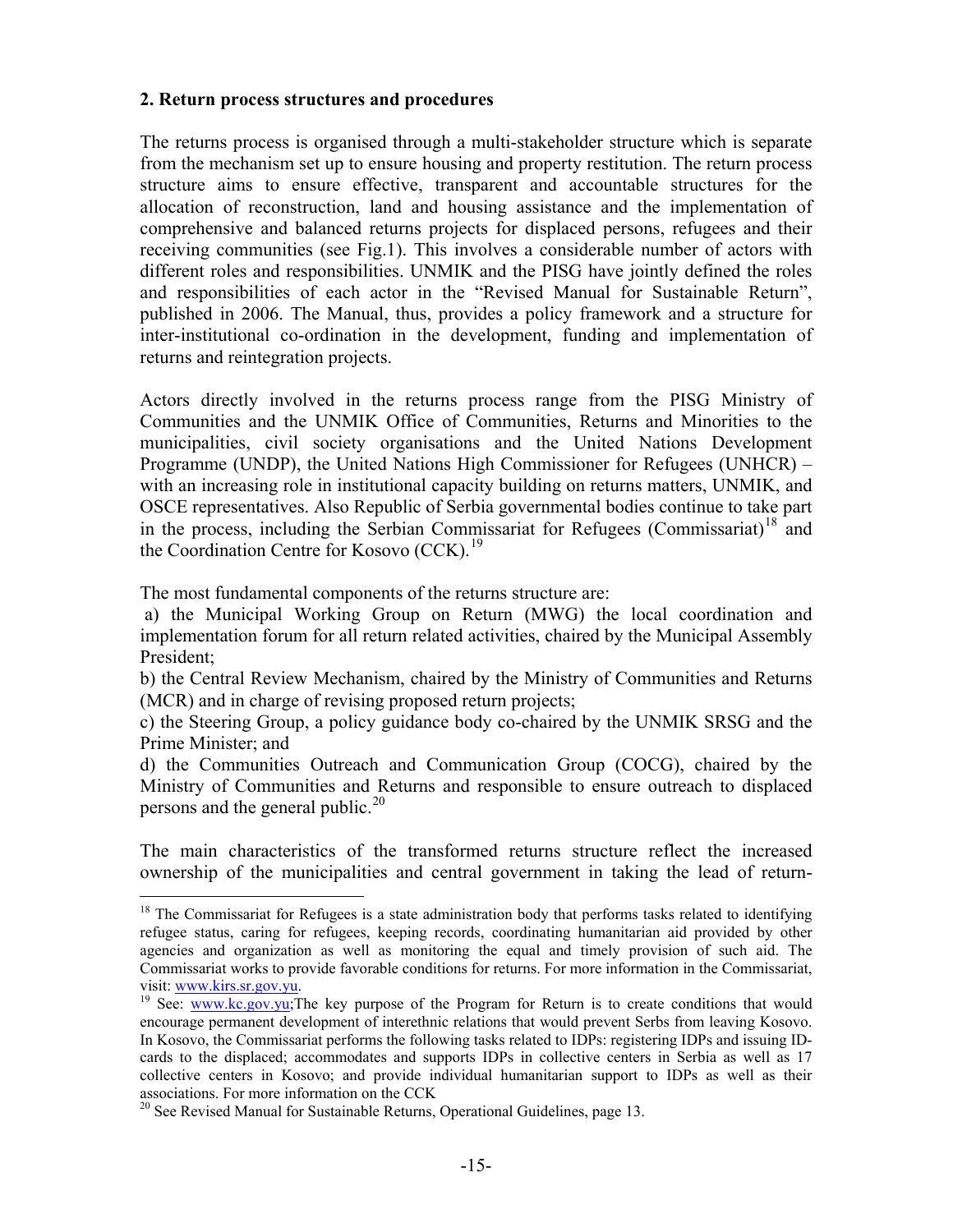## 2. Return process structures and procedures

The returns process is organised through a multi-stakeholder structure which is separate from the mechanism set up to ensure housing and property restitution. The return process structure aims to ensure effective, transparent and accountable structures for the allocation of reconstruction, land and housing assistance and the implementation of comprehensive and balanced returns projects for displaced persons, refugees and their receiving communities (see Fig.1). This involves a considerable number of actors with different roles and responsibilities. UNMIK and the PISG have jointly defined the roles and responsibilities of each actor in the "Revised Manual for Sustainable Return", published in 2006. The Manual, thus, provides a policy framework and a structure for inter-institutional co-ordination in the development, funding and implementation of returns and reintegration projects.

Actors directly involved in the returns process range from the PISG Ministry of Communities and the UNMIK Office of Communities, Returns and Minorities to the municipalities, civil society organisations and the United Nations Development Programme (UNDP), the United Nations High Commissioner for Refugees (UNHCR) – with an increasing role in institutional capacity building on returns matters, UNMIK, and OSCE representatives. Also Republic of Serbia governmental bodies continue to take part in the process, including the Serbian Commissariat for Refugees (Commissariat)[18] and the Coordination Centre for Kosovo (CCK).[19]

The most fundamental components of the returns structure are:

a) the Municipal Working Group on Return (MWG) the local coordination and implementation forum for all return related activities, chaired by the Municipal Assembly President;

b) the Central Review Mechanism, chaired by the Ministry of Communities and Returns (MCR) and in charge of revising proposed return projects;

c) the Steering Group, a policy guidance body co-chaired by the UNMIK SRSG and the Prime Minister; and

d) the Communities Outreach and Communication Group (COCG), chaired by the Ministry of Communities and Returns and responsible to ensure outreach to displaced persons and the general public.[20]

The main characteristics of the transformed returns structure reflect the increased ownership of the municipalities and central government in taking the lead of return-

---

[18] The Commissariat for Refugees is a state administration body that performs tasks related to identifying refugee status, caring for refugees, keeping records, coordinating humanitarian aid provided by other agencies and organization as well as monitoring the equal and timely provision of such aid. The Commissariat works to provide favorable conditions for returns. For more information in the Commissariat, visit: www.kirs.sr.gov.yu.

[19] See: www.kc.gov.yu;The key purpose of the Program for Return is to create conditions that would encourage permanent development of interethnic relations that would prevent Serbs from leaving Kosovo. In Kosovo, the Commissariat performs the following tasks related to IDPs: registering IDPs and issuing ID-cards to the displaced; accommodates and supports IDPs in collective centers in Serbia as well as 17 collective centers in Kosovo; and provide individual humanitarian support to IDPs as well as their associations. For more information on the CCK

[20] See Revised Manual for Sustainable Returns, Operational Guidelines, page 13.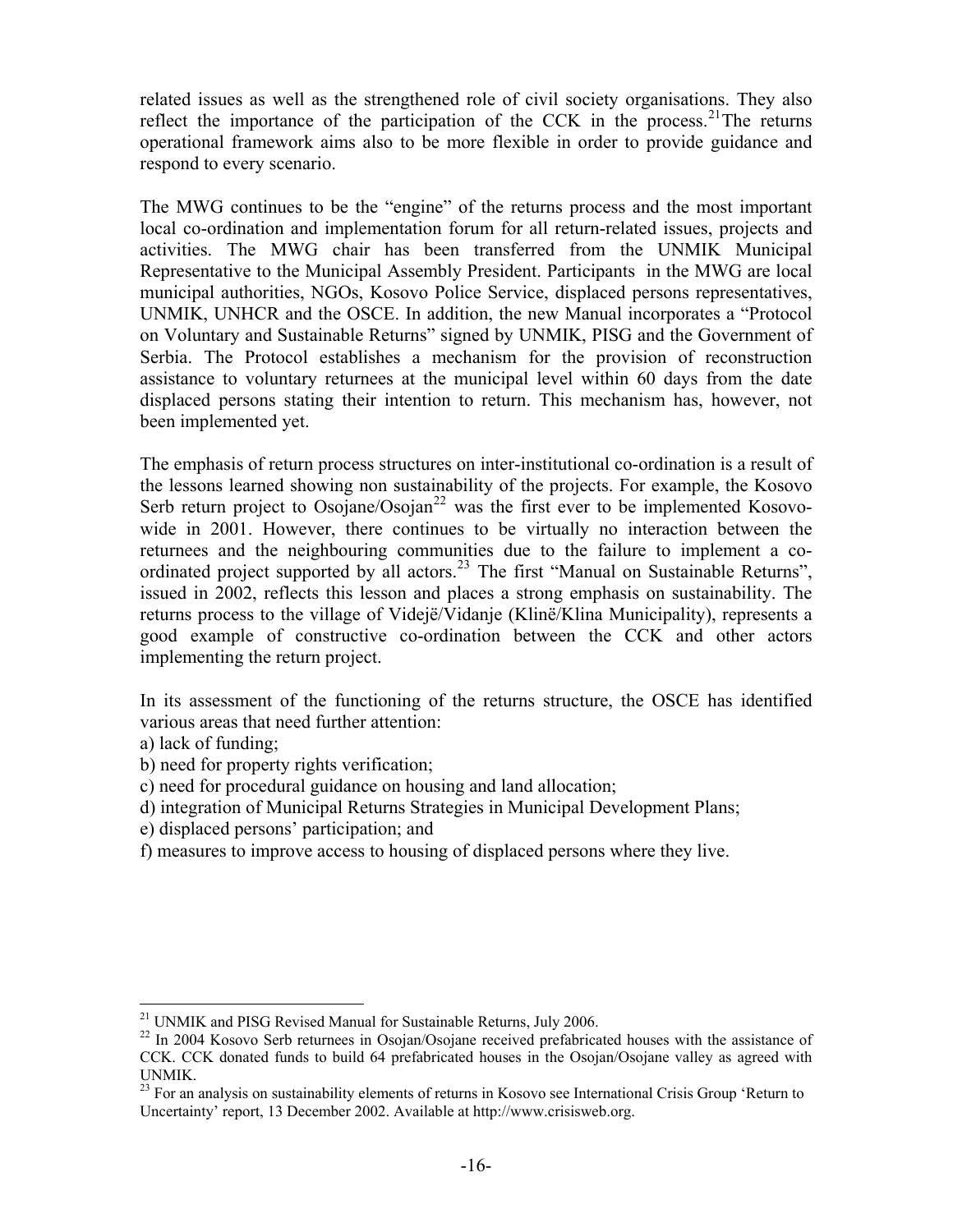related issues as well as the strengthened role of civil society organisations. They also reflect the importance of the participation of the CCK in the process.[21] The returns operational framework aims also to be more flexible in order to provide guidance and respond to every scenario.

The MWG continues to be the "engine" of the returns process and the most important local co-ordination and implementation forum for all return-related issues, projects and activities. The MWG chair has been transferred from the UNMIK Municipal Representative to the Municipal Assembly President. Participants in the MWG are local municipal authorities, NGOs, Kosovo Police Service, displaced persons representatives, UNMIK, UNHCR and the OSCE. In addition, the new Manual incorporates a "Protocol on Voluntary and Sustainable Returns" signed by UNMIK, PISG and the Government of Serbia. The Protocol establishes a mechanism for the provision of reconstruction assistance to voluntary returnees at the municipal level within 60 days from the date displaced persons stating their intention to return. This mechanism has, however, not been implemented yet.

The emphasis of return process structures on inter-institutional co-ordination is a result of the lessons learned showing non sustainability of the projects. For example, the Kosovo Serb return project to Osojane/Osojan[22] was the first ever to be implemented Kosovo-wide in 2001. However, there continues to be virtually no interaction between the returnees and the neighbouring communities due to the failure to implement a co-ordinated project supported by all actors.[23] The first "Manual on Sustainable Returns", issued in 2002, reflects this lesson and places a strong emphasis on sustainability. The returns process to the village of Videjë/Vidanje (Klinë/Klina Municipality), represents a good example of constructive co-ordination between the CCK and other actors implementing the return project.

In its assessment of the functioning of the returns structure, the OSCE has identified various areas that need further attention:

a) lack of funding;
b) need for property rights verification;
c) need for procedural guidance on housing and land allocation;
d) integration of Municipal Returns Strategies in Municipal Development Plans;
e) displaced persons' participation; and
f) measures to improve access to housing of displaced persons where they live.

---

[21] UNMIK and PISG Revised Manual for Sustainable Returns, July 2006.

[22] In 2004 Kosovo Serb returnees in Osojan/Osojane received prefabricated houses with the assistance of CCK. CCK donated funds to build 64 prefabricated houses in the Osojan/Osojane valley as agreed with UNMIK.

[23] For an analysis on sustainability elements of returns in Kosovo see International Crisis Group 'Return to Uncertainty' report, 13 December 2002. Available at http://www.crisisweb.org.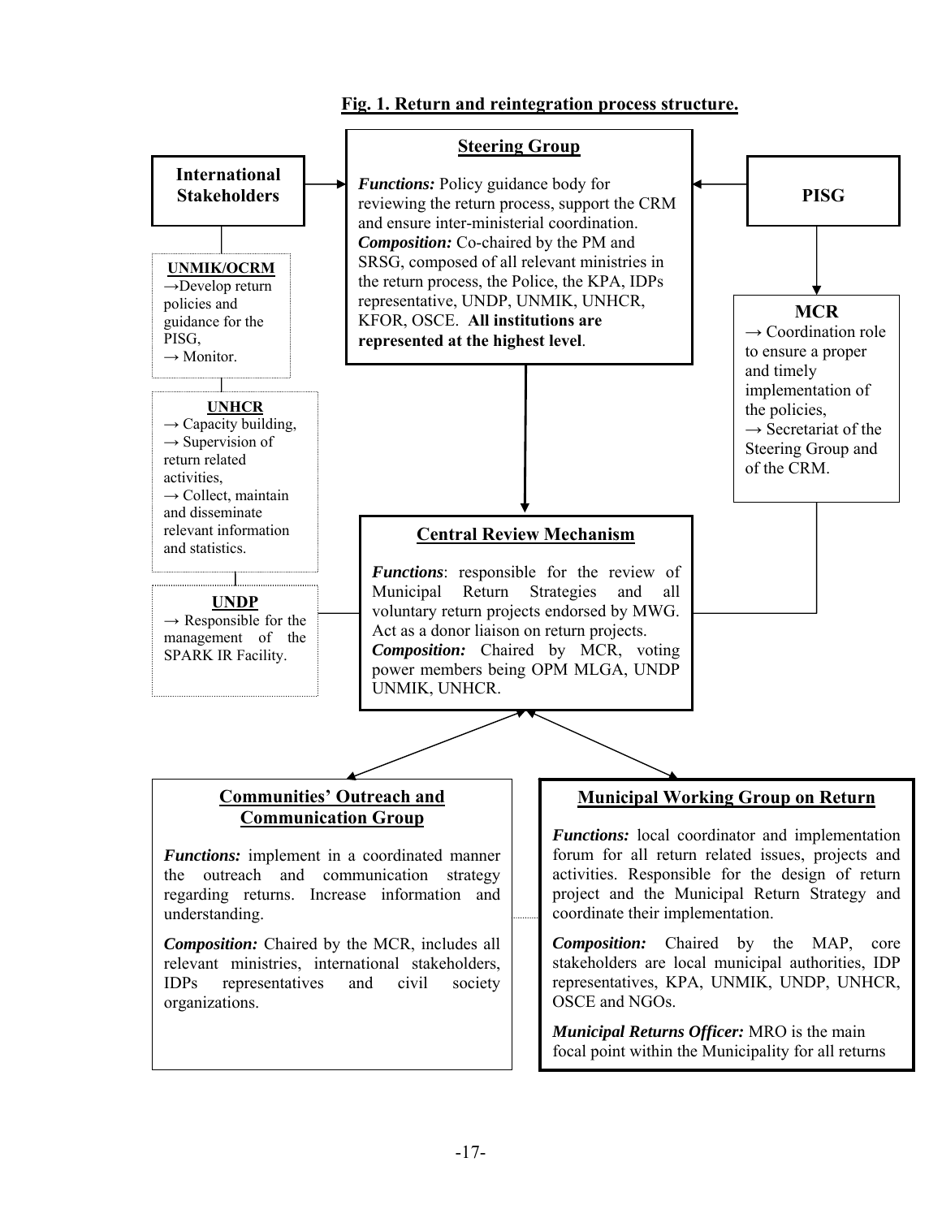**Fig. 1. Return and reintegration process structure.**

### Steering Group

***Functions:*** Policy guidance body for reviewing the return process, support the CRM and ensure inter-ministerial coordination.
***Composition:*** Co-chaired by the PM and SRSG, composed of all relevant ministries in the return process, the Police, the KPA, IDPs representative, UNDP, UNMIK, UNHCR, KFOR, OSCE. **All institutions are represented at the highest level**.

### International Stakeholders

**UNMIK/OCRM**
→Develop return policies and guidance for the PISG,
→ Monitor.

**UNHCR**
→ Capacity building,
→ Supervision of return related activities,
→ Collect, maintain and disseminate relevant information and statistics.

**UNDP**
→ Responsible for the management of the SPARK IR Facility.

### PISG

**MCR**
→ Coordination role to ensure a proper and timely implementation of the policies,
→ Secretariat of the Steering Group and of the CRM.

### Central Review Mechanism

***Functions***: responsible for the review of Municipal Return Strategies and all voluntary return projects endorsed by MWG. Act as a donor liaison on return projects.
***Composition:*** Chaired by MCR, voting power members being OPM MLGA, UNDP UNMIK, UNHCR.

### Communities' Outreach and Communication Group

***Functions:*** implement in a coordinated manner the outreach and communication strategy regarding returns. Increase information and understanding.

***Composition:*** Chaired by the MCR, includes all relevant ministries, international stakeholders, IDPs representatives and civil society organizations.

### Municipal Working Group on Return

***Functions:*** local coordinator and implementation forum for all return related issues, projects and activities. Responsible for the design of return project and the Municipal Return Strategy and coordinate their implementation.

***Composition:*** Chaired by the MAP, core stakeholders are local municipal authorities, IDP representatives, KPA, UNMIK, UNDP, UNHCR, OSCE and NGOs.

***Municipal Returns Officer:*** MRO is the main focal point within the Municipality for all returns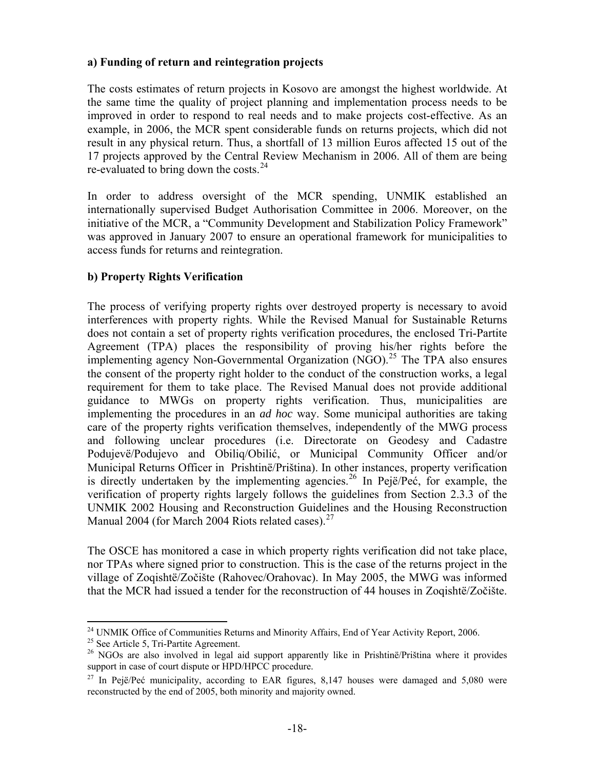**a) Funding of return and reintegration projects**

The costs estimates of return projects in Kosovo are amongst the highest worldwide. At the same time the quality of project planning and implementation process needs to be improved in order to respond to real needs and to make projects cost-effective. As an example, in 2006, the MCR spent considerable funds on returns projects, which did not result in any physical return. Thus, a shortfall of 13 million Euros affected 15 out of the 17 projects approved by the Central Review Mechanism in 2006. All of them are being re-evaluated to bring down the costs.[24]

In order to address oversight of the MCR spending, UNMIK established an internationally supervised Budget Authorisation Committee in 2006. Moreover, on the initiative of the MCR, a "Community Development and Stabilization Policy Framework" was approved in January 2007 to ensure an operational framework for municipalities to access funds for returns and reintegration.

**b) Property Rights Verification**

The process of verifying property rights over destroyed property is necessary to avoid interferences with property rights. While the Revised Manual for Sustainable Returns does not contain a set of property rights verification procedures, the enclosed Tri-Partite Agreement (TPA) places the responsibility of proving his/her rights before the implementing agency Non-Governmental Organization (NGO).[25] The TPA also ensures the consent of the property right holder to the conduct of the construction works, a legal requirement for them to take place. The Revised Manual does not provide additional guidance to MWGs on property rights verification. Thus, municipalities are implementing the procedures in an *ad hoc* way. Some municipal authorities are taking care of the property rights verification themselves, independently of the MWG process and following unclear procedures (i.e. Directorate on Geodesy and Cadastre Podujevë/Podujevo and Obiliq/Obilić, or Municipal Community Officer and/or Municipal Returns Officer in Prishtinë/Priština). In other instances, property verification is directly undertaken by the implementing agencies.[26] In Pejë/Peć, for example, the verification of property rights largely follows the guidelines from Section 2.3.3 of the UNMIK 2002 Housing and Reconstruction Guidelines and the Housing Reconstruction Manual 2004 (for March 2004 Riots related cases).[27]

The OSCE has monitored a case in which property rights verification did not take place, nor TPAs where signed prior to construction. This is the case of the returns project in the village of Zoqishtë/Zočište (Rahovec/Orahovac). In May 2005, the MWG was informed that the MCR had issued a tender for the reconstruction of 44 houses in Zoqishtë/Zočište.

---

[24] UNMIK Office of Communities Returns and Minority Affairs, End of Year Activity Report, 2006.

[25] See Article 5, Tri-Partite Agreement.

[26] NGOs are also involved in legal aid support apparently like in Prishtinë/Priština where it provides support in case of court dispute or HPD/HPCC procedure.

[27] In Pejë/Peć municipality, according to EAR figures, 8,147 houses were damaged and 5,080 were reconstructed by the end of 2005, both minority and majority owned.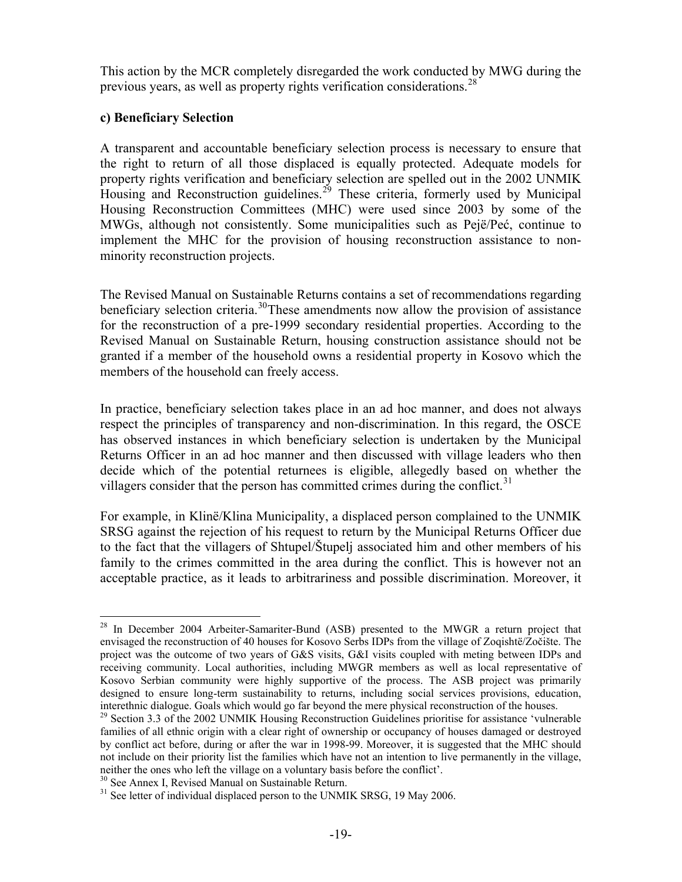This action by the MCR completely disregarded the work conducted by MWG during the previous years, as well as property rights verification considerations.[28]

**c) Beneficiary Selection**

A transparent and accountable beneficiary selection process is necessary to ensure that the right to return of all those displaced is equally protected. Adequate models for property rights verification and beneficiary selection are spelled out in the 2002 UNMIK Housing and Reconstruction guidelines.[29] These criteria, formerly used by Municipal Housing Reconstruction Committees (MHC) were used since 2003 by some of the MWGs, although not consistently. Some municipalities such as Pejë/Peć, continue to implement the MHC for the provision of housing reconstruction assistance to non-minority reconstruction projects.

The Revised Manual on Sustainable Returns contains a set of recommendations regarding beneficiary selection criteria.[30]These amendments now allow the provision of assistance for the reconstruction of a pre-1999 secondary residential properties. According to the Revised Manual on Sustainable Return, housing construction assistance should not be granted if a member of the household owns a residential property in Kosovo which the members of the household can freely access.

In practice, beneficiary selection takes place in an ad hoc manner, and does not always respect the principles of transparency and non-discrimination. In this regard, the OSCE has observed instances in which beneficiary selection is undertaken by the Municipal Returns Officer in an ad hoc manner and then discussed with village leaders who then decide which of the potential returnees is eligible, allegedly based on whether the villagers consider that the person has committed crimes during the conflict.[31]

For example, in Klinë/Klina Municipality, a displaced person complained to the UNMIK SRSG against the rejection of his request to return by the Municipal Returns Officer due to the fact that the villagers of Shtupel/Štupelj associated him and other members of his family to the crimes committed in the area during the conflict. This is however not an acceptable practice, as it leads to arbitrariness and possible discrimination. Moreover, it

---

[28] In December 2004 Arbeiter-Samariter-Bund (ASB) presented to the MWGR a return project that envisaged the reconstruction of 40 houses for Kosovo Serbs IDPs from the village of Zoqishtë/Zočište. The project was the outcome of two years of G&S visits, G&I visits coupled with meting between IDPs and receiving community. Local authorities, including MWGR members as well as local representative of Kosovo Serbian community were highly supportive of the process. The ASB project was primarily designed to ensure long-term sustainability to returns, including social services provisions, education, interethnic dialogue. Goals which would go far beyond the mere physical reconstruction of the houses.

[29] Section 3.3 of the 2002 UNMIK Housing Reconstruction Guidelines prioritise for assistance 'vulnerable families of all ethnic origin with a clear right of ownership or occupancy of houses damaged or destroyed by conflict act before, during or after the war in 1998-99. Moreover, it is suggested that the MHC should not include on their priority list the families which have not an intention to live permanently in the village, neither the ones who left the village on a voluntary basis before the conflict'.

[30] See Annex I, Revised Manual on Sustainable Return.

[31] See letter of individual displaced person to the UNMIK SRSG, 19 May 2006.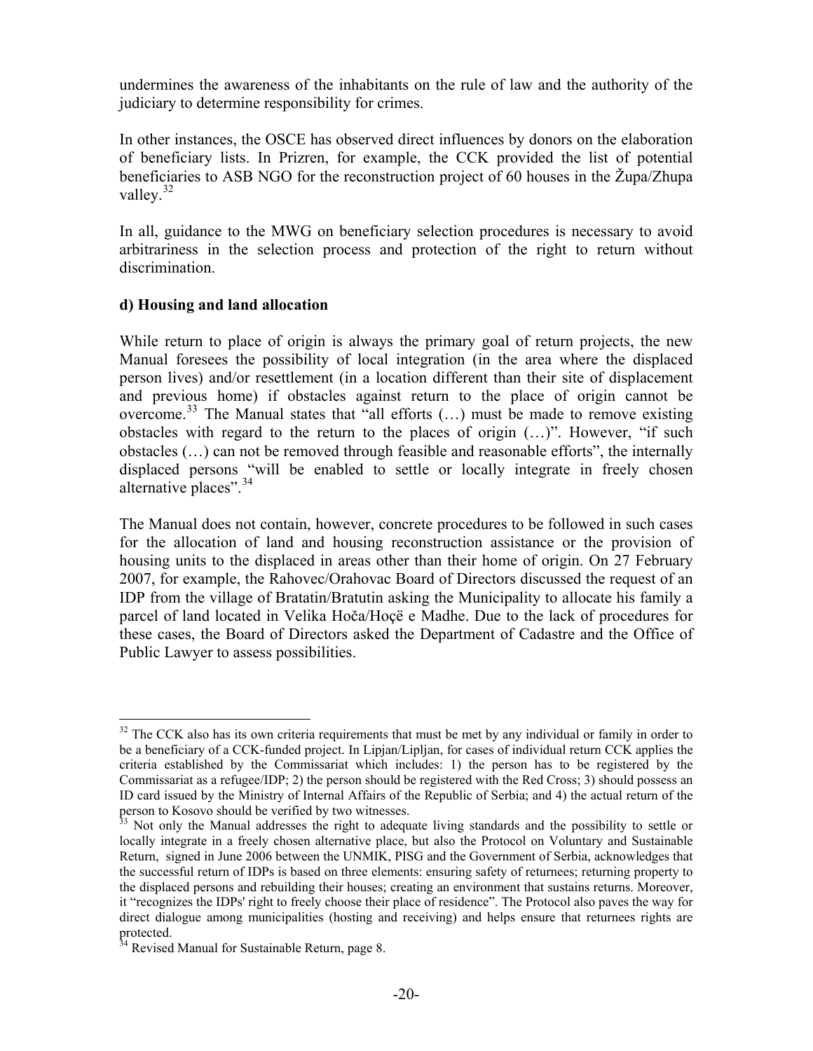undermines the awareness of the inhabitants on the rule of law and the authority of the judiciary to determine responsibility for crimes.

In other instances, the OSCE has observed direct influences by donors on the elaboration of beneficiary lists. In Prizren, for example, the CCK provided the list of potential beneficiaries to ASB NGO for the reconstruction project of 60 houses in the Župa/Zhupa valley.[32]

In all, guidance to the MWG on beneficiary selection procedures is necessary to avoid arbitrariness in the selection process and protection of the right to return without discrimination.

**d) Housing and land allocation**

While return to place of origin is always the primary goal of return projects, the new Manual foresees the possibility of local integration (in the area where the displaced person lives) and/or resettlement (in a location different than their site of displacement and previous home) if obstacles against return to the place of origin cannot be overcome.[33] The Manual states that "all efforts (…) must be made to remove existing obstacles with regard to the return to the places of origin (…)". However, "if such obstacles (…) can not be removed through feasible and reasonable efforts", the internally displaced persons "will be enabled to settle or locally integrate in freely chosen alternative places".[34]

The Manual does not contain, however, concrete procedures to be followed in such cases for the allocation of land and housing reconstruction assistance or the provision of housing units to the displaced in areas other than their home of origin. On 27 February 2007, for example, the Rahovec/Orahovac Board of Directors discussed the request of an IDP from the village of Bratatin/Bratutin asking the Municipality to allocate his family a parcel of land located in Velika Hoča/Hoçë e Madhe. Due to the lack of procedures for these cases, the Board of Directors asked the Department of Cadastre and the Office of Public Lawyer to assess possibilities.

---

[32] The CCK also has its own criteria requirements that must be met by any individual or family in order to be a beneficiary of a CCK-funded project. In Lipjan/Lipljan, for cases of individual return CCK applies the criteria established by the Commissariat which includes: 1) the person has to be registered by the Commissariat as a refugee/IDP; 2) the person should be registered with the Red Cross; 3) should possess an ID card issued by the Ministry of Internal Affairs of the Republic of Serbia; and 4) the actual return of the person to Kosovo should be verified by two witnesses.

[33] Not only the Manual addresses the right to adequate living standards and the possibility to settle or locally integrate in a freely chosen alternative place, but also the Protocol on Voluntary and Sustainable Return, signed in June 2006 between the UNMIK, PISG and the Government of Serbia, acknowledges that the successful return of IDPs is based on three elements: ensuring safety of returnees; returning property to the displaced persons and rebuilding their houses; creating an environment that sustains returns. Moreover, it "recognizes the IDPs' right to freely choose their place of residence". The Protocol also paves the way for direct dialogue among municipalities (hosting and receiving) and helps ensure that returnees rights are protected.

[34] Revised Manual for Sustainable Return, page 8.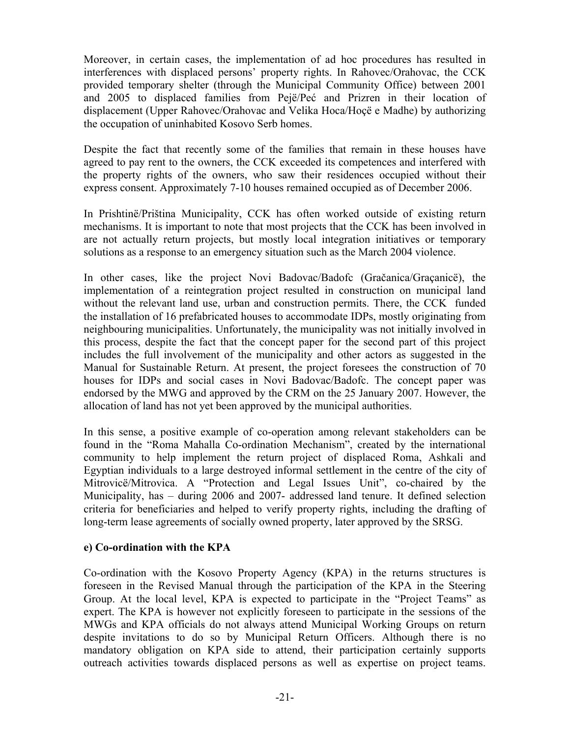Moreover, in certain cases, the implementation of ad hoc procedures has resulted in interferences with displaced persons' property rights. In Rahovec/Orahovac, the CCK provided temporary shelter (through the Municipal Community Office) between 2001 and 2005 to displaced families from Pejë/Peć and Prizren in their location of displacement (Upper Rahovec/Orahovac and Velika Hoca/Hoçë e Madhe) by authorizing the occupation of uninhabited Kosovo Serb homes.

Despite the fact that recently some of the families that remain in these houses have agreed to pay rent to the owners, the CCK exceeded its competences and interfered with the property rights of the owners, who saw their residences occupied without their express consent. Approximately 7-10 houses remained occupied as of December 2006.

In Prishtinë/Priština Municipality, CCK has often worked outside of existing return mechanisms. It is important to note that most projects that the CCK has been involved in are not actually return projects, but mostly local integration initiatives or temporary solutions as a response to an emergency situation such as the March 2004 violence.

In other cases, like the project Novi Badovac/Badofc (Gračanica/Graçanicë), the implementation of a reintegration project resulted in construction on municipal land without the relevant land use, urban and construction permits. There, the CCK funded the installation of 16 prefabricated houses to accommodate IDPs, mostly originating from neighbouring municipalities. Unfortunately, the municipality was not initially involved in this process, despite the fact that the concept paper for the second part of this project includes the full involvement of the municipality and other actors as suggested in the Manual for Sustainable Return. At present, the project foresees the construction of 70 houses for IDPs and social cases in Novi Badovac/Badofc. The concept paper was endorsed by the MWG and approved by the CRM on the 25 January 2007. However, the allocation of land has not yet been approved by the municipal authorities.

In this sense, a positive example of co-operation among relevant stakeholders can be found in the "Roma Mahalla Co-ordination Mechanism", created by the international community to help implement the return project of displaced Roma, Ashkali and Egyptian individuals to a large destroyed informal settlement in the centre of the city of Mitrovicë/Mitrovica. A "Protection and Legal Issues Unit", co-chaired by the Municipality, has – during 2006 and 2007- addressed land tenure. It defined selection criteria for beneficiaries and helped to verify property rights, including the drafting of long-term lease agreements of socially owned property, later approved by the SRSG.

**e) Co-ordination with the KPA**

Co-ordination with the Kosovo Property Agency (KPA) in the returns structures is foreseen in the Revised Manual through the participation of the KPA in the Steering Group. At the local level, KPA is expected to participate in the "Project Teams" as expert. The KPA is however not explicitly foreseen to participate in the sessions of the MWGs and KPA officials do not always attend Municipal Working Groups on return despite invitations to do so by Municipal Return Officers. Although there is no mandatory obligation on KPA side to attend, their participation certainly supports outreach activities towards displaced persons as well as expertise on project teams.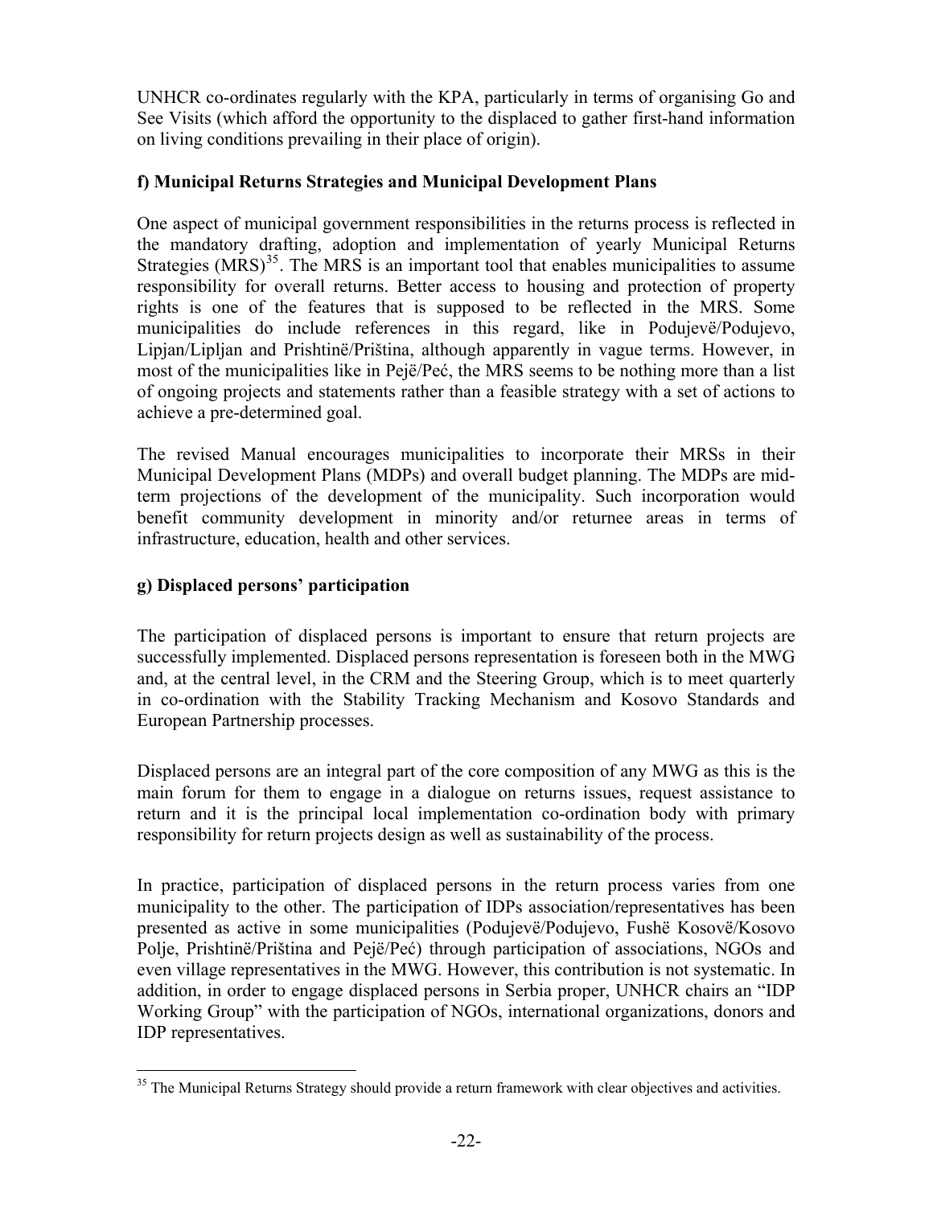UNHCR co-ordinates regularly with the KPA, particularly in terms of organising Go and See Visits (which afford the opportunity to the displaced to gather first-hand information on living conditions prevailing in their place of origin).

**f) Municipal Returns Strategies and Municipal Development Plans**

One aspect of municipal government responsibilities in the returns process is reflected in the mandatory drafting, adoption and implementation of yearly Municipal Returns Strategies (MRS)[35]. The MRS is an important tool that enables municipalities to assume responsibility for overall returns. Better access to housing and protection of property rights is one of the features that is supposed to be reflected in the MRS. Some municipalities do include references in this regard, like in Podujevë/Podujevo, Lipjan/Lipljan and Prishtinë/Priština, although apparently in vague terms. However, in most of the municipalities like in Pejë/Peć, the MRS seems to be nothing more than a list of ongoing projects and statements rather than a feasible strategy with a set of actions to achieve a pre-determined goal.

The revised Manual encourages municipalities to incorporate their MRSs in their Municipal Development Plans (MDPs) and overall budget planning. The MDPs are mid-term projections of the development of the municipality. Such incorporation would benefit community development in minority and/or returnee areas in terms of infrastructure, education, health and other services.

**g) Displaced persons' participation**

The participation of displaced persons is important to ensure that return projects are successfully implemented. Displaced persons representation is foreseen both in the MWG and, at the central level, in the CRM and the Steering Group, which is to meet quarterly in co-ordination with the Stability Tracking Mechanism and Kosovo Standards and European Partnership processes.

Displaced persons are an integral part of the core composition of any MWG as this is the main forum for them to engage in a dialogue on returns issues, request assistance to return and it is the principal local implementation co-ordination body with primary responsibility for return projects design as well as sustainability of the process.

In practice, participation of displaced persons in the return process varies from one municipality to the other. The participation of IDPs association/representatives has been presented as active in some municipalities (Podujevë/Podujevo, Fushë Kosovë/Kosovo Polje, Prishtinë/Priština and Pejë/Peć) through participation of associations, NGOs and even village representatives in the MWG. However, this contribution is not systematic. In addition, in order to engage displaced persons in Serbia proper, UNHCR chairs an "IDP Working Group" with the participation of NGOs, international organizations, donors and IDP representatives.

---

[35] The Municipal Returns Strategy should provide a return framework with clear objectives and activities.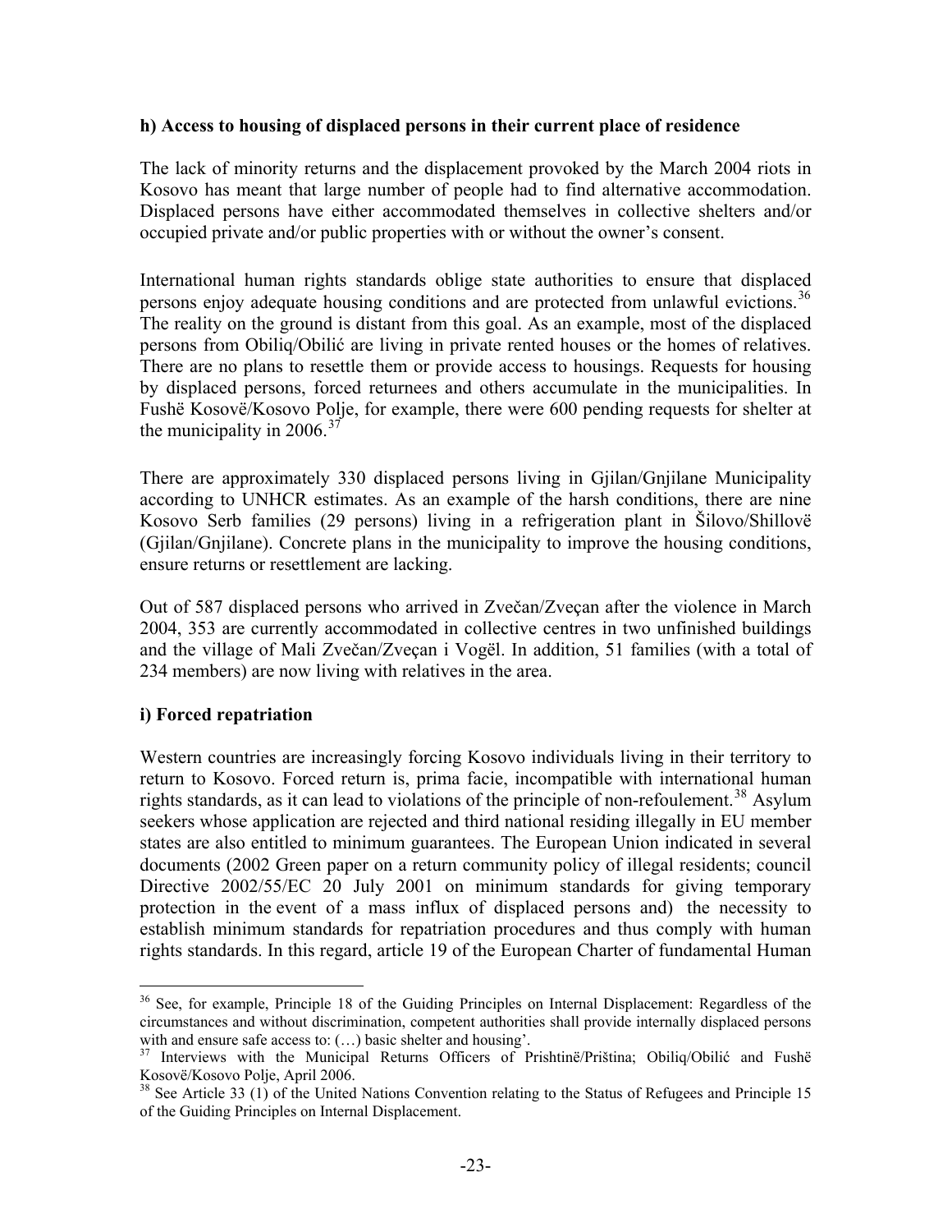### h) Access to housing of displaced persons in their current place of residence

The lack of minority returns and the displacement provoked by the March 2004 riots in Kosovo has meant that large number of people had to find alternative accommodation. Displaced persons have either accommodated themselves in collective shelters and/or occupied private and/or public properties with or without the owner's consent.

International human rights standards oblige state authorities to ensure that displaced persons enjoy adequate housing conditions and are protected from unlawful evictions.[36] The reality on the ground is distant from this goal. As an example, most of the displaced persons from Obiliq/Obilić are living in private rented houses or the homes of relatives. There are no plans to resettle them or provide access to housings. Requests for housing by displaced persons, forced returnees and others accumulate in the municipalities. In Fushë Kosovë/Kosovo Polje, for example, there were 600 pending requests for shelter at the municipality in 2006.[37]

There are approximately 330 displaced persons living in Gjilan/Gnjilane Municipality according to UNHCR estimates. As an example of the harsh conditions, there are nine Kosovo Serb families (29 persons) living in a refrigeration plant in Šilovo/Shillovë (Gjilan/Gnjilane). Concrete plans in the municipality to improve the housing conditions, ensure returns or resettlement are lacking.

Out of 587 displaced persons who arrived in Zvečan/Zveçan after the violence in March 2004, 353 are currently accommodated in collective centres in two unfinished buildings and the village of Mali Zvečan/Zveçan i Vogël. In addition, 51 families (with a total of 234 members) are now living with relatives in the area.

### i) Forced repatriation

Western countries are increasingly forcing Kosovo individuals living in their territory to return to Kosovo. Forced return is, prima facie, incompatible with international human rights standards, as it can lead to violations of the principle of non-refoulement.[38] Asylum seekers whose application are rejected and third national residing illegally in EU member states are also entitled to minimum guarantees. The European Union indicated in several documents (2002 Green paper on a return community policy of illegal residents; council Directive 2002/55/EC 20 July 2001 on minimum standards for giving temporary protection in the event of a mass influx of displaced persons and) the necessity to establish minimum standards for repatriation procedures and thus comply with human rights standards. In this regard, article 19 of the European Charter of fundamental Human

---

[36] See, for example, Principle 18 of the Guiding Principles on Internal Displacement: Regardless of the circumstances and without discrimination, competent authorities shall provide internally displaced persons with and ensure safe access to: (…) basic shelter and housing'.

[37] Interviews with the Municipal Returns Officers of Prishtinë/Priština; Obiliq/Obilić and Fushë Kosovë/Kosovo Polje, April 2006.

[38] See Article 33 (1) of the United Nations Convention relating to the Status of Refugees and Principle 15 of the Guiding Principles on Internal Displacement.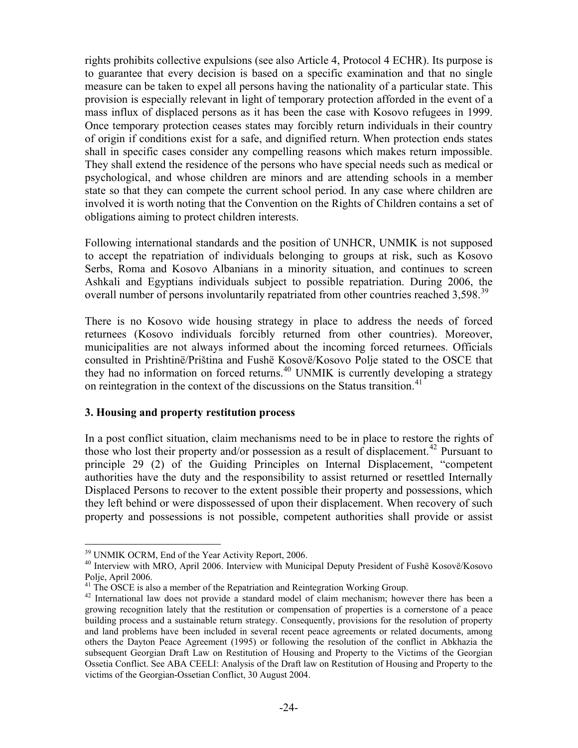rights prohibits collective expulsions (see also Article 4, Protocol 4 ECHR). Its purpose is to guarantee that every decision is based on a specific examination and that no single measure can be taken to expel all persons having the nationality of a particular state. This provision is especially relevant in light of temporary protection afforded in the event of a mass influx of displaced persons as it has been the case with Kosovo refugees in 1999. Once temporary protection ceases states may forcibly return individuals in their country of origin if conditions exist for a safe, and dignified return. When protection ends states shall in specific cases consider any compelling reasons which makes return impossible. They shall extend the residence of the persons who have special needs such as medical or psychological, and whose children are minors and are attending schools in a member state so that they can compete the current school period. In any case where children are involved it is worth noting that the Convention on the Rights of Children contains a set of obligations aiming to protect children interests.

Following international standards and the position of UNHCR, UNMIK is not supposed to accept the repatriation of individuals belonging to groups at risk, such as Kosovo Serbs, Roma and Kosovo Albanians in a minority situation, and continues to screen Ashkali and Egyptians individuals subject to possible repatriation. During 2006, the overall number of persons involuntarily repatriated from other countries reached 3,598.[39]

There is no Kosovo wide housing strategy in place to address the needs of forced returnees (Kosovo individuals forcibly returned from other countries). Moreover, municipalities are not always informed about the incoming forced returnees. Officials consulted in Prishtinë/Priština and Fushë Kosovë/Kosovo Polje stated to the OSCE that they had no information on forced returns.[40] UNMIK is currently developing a strategy on reintegration in the context of the discussions on the Status transition.[41]

### 3. Housing and property restitution process

In a post conflict situation, claim mechanisms need to be in place to restore the rights of those who lost their property and/or possession as a result of displacement.[42] Pursuant to principle 29 (2) of the Guiding Principles on Internal Displacement, "competent authorities have the duty and the responsibility to assist returned or resettled Internally Displaced Persons to recover to the extent possible their property and possessions, which they left behind or were dispossessed of upon their displacement. When recovery of such property and possessions is not possible, competent authorities shall provide or assist

---

[39] UNMIK OCRM, End of the Year Activity Report, 2006.

[40] Interview with MRO, April 2006. Interview with Municipal Deputy President of Fushë Kosovë/Kosovo Polje, April 2006.

[41] The OSCE is also a member of the Repatriation and Reintegration Working Group.

[42] International law does not provide a standard model of claim mechanism; however there has been a growing recognition lately that the restitution or compensation of properties is a cornerstone of a peace building process and a sustainable return strategy. Consequently, provisions for the resolution of property and land problems have been included in several recent peace agreements or related documents, among others the Dayton Peace Agreement (1995) or following the resolution of the conflict in Abkhazia the subsequent Georgian Draft Law on Restitution of Housing and Property to the Victims of the Georgian Ossetia Conflict. See ABA CEELI: Analysis of the Draft law on Restitution of Housing and Property to the victims of the Georgian-Ossetian Conflict, 30 August 2004.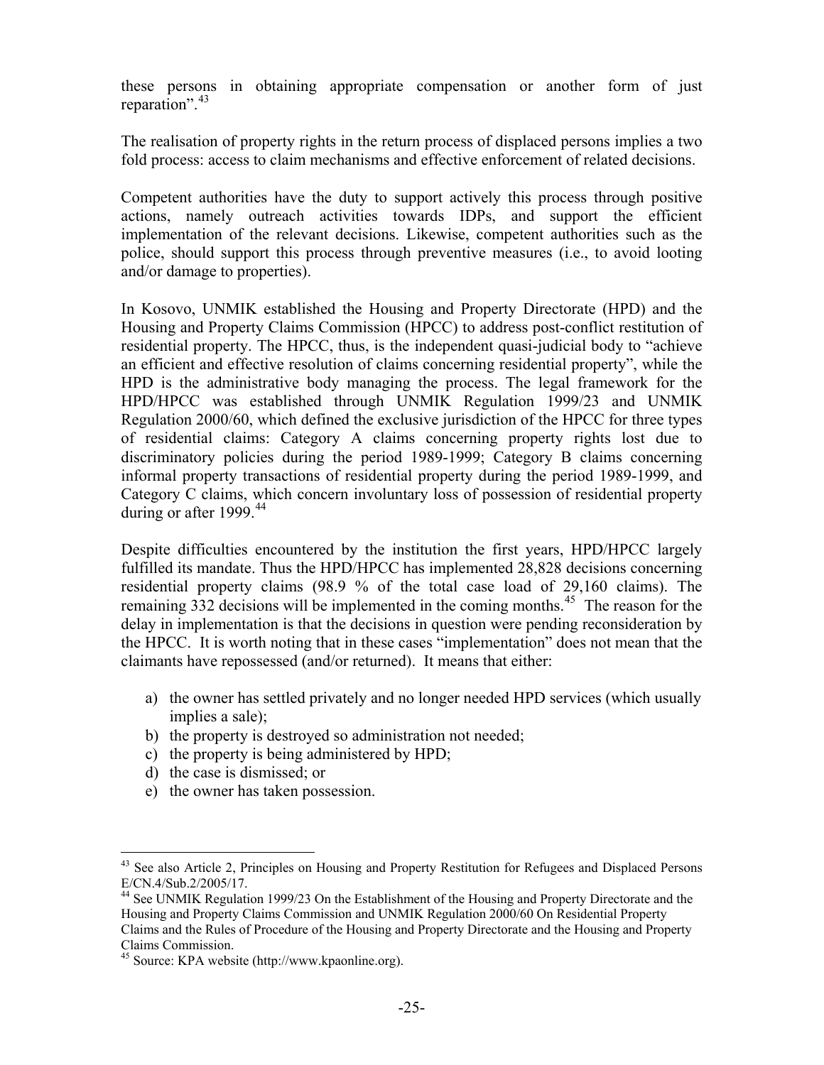these persons in obtaining appropriate compensation or another form of just reparation".[43]

The realisation of property rights in the return process of displaced persons implies a two fold process: access to claim mechanisms and effective enforcement of related decisions.

Competent authorities have the duty to support actively this process through positive actions, namely outreach activities towards IDPs, and support the efficient implementation of the relevant decisions. Likewise, competent authorities such as the police, should support this process through preventive measures (i.e., to avoid looting and/or damage to properties).

In Kosovo, UNMIK established the Housing and Property Directorate (HPD) and the Housing and Property Claims Commission (HPCC) to address post-conflict restitution of residential property. The HPCC, thus, is the independent quasi-judicial body to "achieve an efficient and effective resolution of claims concerning residential property", while the HPD is the administrative body managing the process. The legal framework for the HPD/HPCC was established through UNMIK Regulation 1999/23 and UNMIK Regulation 2000/60, which defined the exclusive jurisdiction of the HPCC for three types of residential claims: Category A claims concerning property rights lost due to discriminatory policies during the period 1989-1999; Category B claims concerning informal property transactions of residential property during the period 1989-1999, and Category C claims, which concern involuntary loss of possession of residential property during or after 1999.[44]

Despite difficulties encountered by the institution the first years, HPD/HPCC largely fulfilled its mandate. Thus the HPD/HPCC has implemented 28,828 decisions concerning residential property claims (98.9 % of the total case load of 29,160 claims). The remaining 332 decisions will be implemented in the coming months.[45] The reason for the delay in implementation is that the decisions in question were pending reconsideration by the HPCC. It is worth noting that in these cases "implementation" does not mean that the claimants have repossessed (and/or returned). It means that either:

a) the owner has settled privately and no longer needed HPD services (which usually implies a sale);
b) the property is destroyed so administration not needed;
c) the property is being administered by HPD;
d) the case is dismissed; or
e) the owner has taken possession.

---

[43] See also Article 2, Principles on Housing and Property Restitution for Refugees and Displaced Persons E/CN.4/Sub.2/2005/17.

[44] See UNMIK Regulation 1999/23 On the Establishment of the Housing and Property Directorate and the Housing and Property Claims Commission and UNMIK Regulation 2000/60 On Residential Property Claims and the Rules of Procedure of the Housing and Property Directorate and the Housing and Property Claims Commission.

[45] Source: KPA website (http://www.kpaonline.org).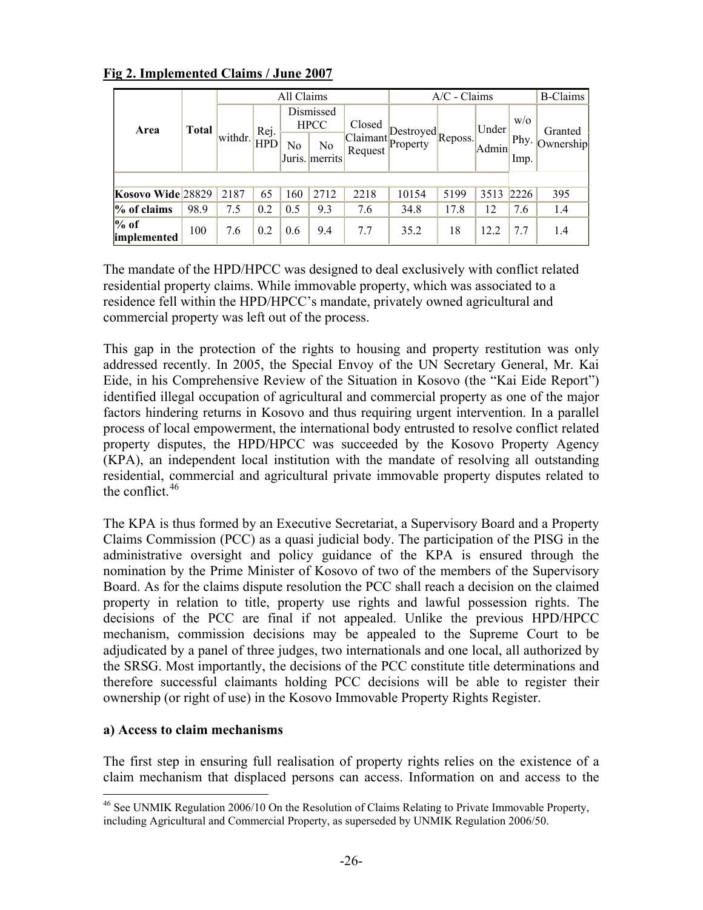**Fig 2. Implemented Claims / June 2007**

| Area | Total | All Claims | | | | | A/C - Claims | | | | B-Claims |
|---|---|---|---|---|---|---|---|---|---|---|---|
| | | withdr. | Rej. HPD | Dismissed HPCC | | Closed Claimant Request | Destroyed Property | Reposs. | Under Admin | w/o Phy. Imp. | Granted Ownership |
| | | | | No Juris. | No merrits | | | | | | |
| Kosovo Wide | 28829 | 2187 | 65 | 160 | 2712 | 2218 | 10154 | 5199 | 3513 | 2226 | 395 |
| % of claims | 98.9 | 7.5 | 0.2 | 0.5 | 9.3 | 7.6 | 34.8 | 17.8 | 12 | 7.6 | 1.4 |
| % of implemented | 100 | 7.6 | 0.2 | 0.6 | 9.4 | 7.7 | 35.2 | 18 | 12.2 | 7.7 | 1.4 |

The mandate of the HPD/HPCC was designed to deal exclusively with conflict related residential property claims. While immovable property, which was associated to a residence fell within the HPD/HPCC's mandate, privately owned agricultural and commercial property was left out of the process.

This gap in the protection of the rights to housing and property restitution was only addressed recently. In 2005, the Special Envoy of the UN Secretary General, Mr. Kai Eide, in his Comprehensive Review of the Situation in Kosovo (the "Kai Eide Report") identified illegal occupation of agricultural and commercial property as one of the major factors hindering returns in Kosovo and thus requiring urgent intervention. In a parallel process of local empowerment, the international body entrusted to resolve conflict related property disputes, the HPD/HPCC was succeeded by the Kosovo Property Agency (KPA), an independent local institution with the mandate of resolving all outstanding residential, commercial and agricultural private immovable property disputes related to the conflict.[46]

The KPA is thus formed by an Executive Secretariat, a Supervisory Board and a Property Claims Commission (PCC) as a quasi judicial body. The participation of the PISG in the administrative oversight and policy guidance of the KPA is ensured through the nomination by the Prime Minister of Kosovo of two of the members of the Supervisory Board. As for the claims dispute resolution the PCC shall reach a decision on the claimed property in relation to title, property use rights and lawful possession rights. The decisions of the PCC are final if not appealed. Unlike the previous HPD/HPCC mechanism, commission decisions may be appealed to the Supreme Court to be adjudicated by a panel of three judges, two internationals and one local, all authorized by the SRSG. Most importantly, the decisions of the PCC constitute title determinations and therefore successful claimants holding PCC decisions will be able to register their ownership (or right of use) in the Kosovo Immovable Property Rights Register.

**a) Access to claim mechanisms**

The first step in ensuring full realisation of property rights relies on the existence of a claim mechanism that displaced persons can access. Information on and access to the

[46] See UNMIK Regulation 2006/10 On the Resolution of Claims Relating to Private Immovable Property, including Agricultural and Commercial Property, as superseded by UNMIK Regulation 2006/50.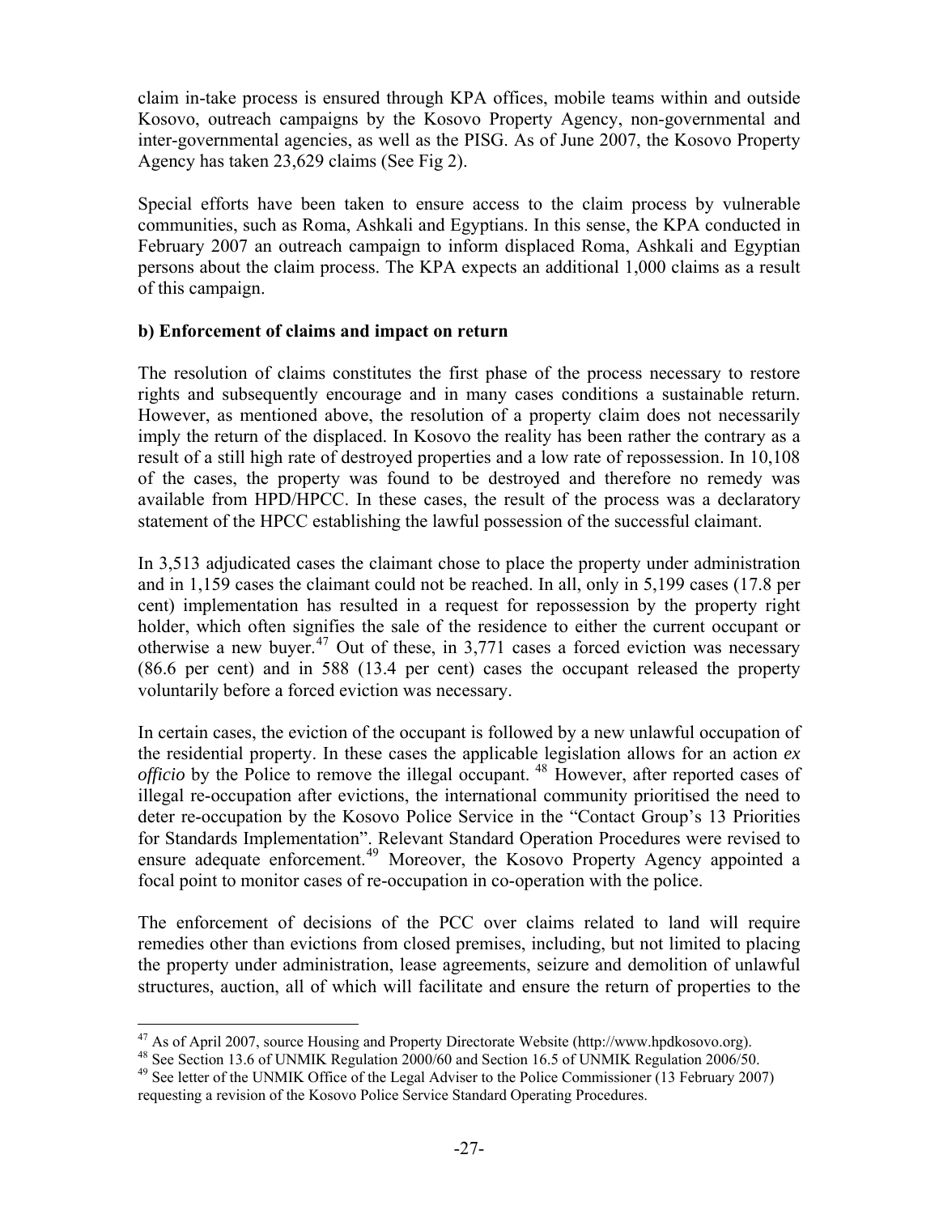claim in-take process is ensured through KPA offices, mobile teams within and outside Kosovo, outreach campaigns by the Kosovo Property Agency, non-governmental and inter-governmental agencies, as well as the PISG. As of June 2007, the Kosovo Property Agency has taken 23,629 claims (See Fig 2).

Special efforts have been taken to ensure access to the claim process by vulnerable communities, such as Roma, Ashkali and Egyptians. In this sense, the KPA conducted in February 2007 an outreach campaign to inform displaced Roma, Ashkali and Egyptian persons about the claim process. The KPA expects an additional 1,000 claims as a result of this campaign.

**b) Enforcement of claims and impact on return**

The resolution of claims constitutes the first phase of the process necessary to restore rights and subsequently encourage and in many cases conditions a sustainable return. However, as mentioned above, the resolution of a property claim does not necessarily imply the return of the displaced. In Kosovo the reality has been rather the contrary as a result of a still high rate of destroyed properties and a low rate of repossession. In 10,108 of the cases, the property was found to be destroyed and therefore no remedy was available from HPD/HPCC. In these cases, the result of the process was a declaratory statement of the HPCC establishing the lawful possession of the successful claimant.

In 3,513 adjudicated cases the claimant chose to place the property under administration and in 1,159 cases the claimant could not be reached. In all, only in 5,199 cases (17.8 per cent) implementation has resulted in a request for repossession by the property right holder, which often signifies the sale of the residence to either the current occupant or otherwise a new buyer.[47] Out of these, in 3,771 cases a forced eviction was necessary (86.6 per cent) and in 588 (13.4 per cent) cases the occupant released the property voluntarily before a forced eviction was necessary.

In certain cases, the eviction of the occupant is followed by a new unlawful occupation of the residential property. In these cases the applicable legislation allows for an action *ex officio* by the Police to remove the illegal occupant.[48] However, after reported cases of illegal re-occupation after evictions, the international community prioritised the need to deter re-occupation by the Kosovo Police Service in the "Contact Group's 13 Priorities for Standards Implementation". Relevant Standard Operation Procedures were revised to ensure adequate enforcement.[49] Moreover, the Kosovo Property Agency appointed a focal point to monitor cases of re-occupation in co-operation with the police.

The enforcement of decisions of the PCC over claims related to land will require remedies other than evictions from closed premises, including, but not limited to placing the property under administration, lease agreements, seizure and demolition of unlawful structures, auction, all of which will facilitate and ensure the return of properties to the

---

[47] As of April 2007, source Housing and Property Directorate Website (http://www.hpdkosovo.org).

[48] See Section 13.6 of UNMIK Regulation 2000/60 and Section 16.5 of UNMIK Regulation 2006/50.

[49] See letter of the UNMIK Office of the Legal Adviser to the Police Commissioner (13 February 2007) requesting a revision of the Kosovo Police Service Standard Operating Procedures.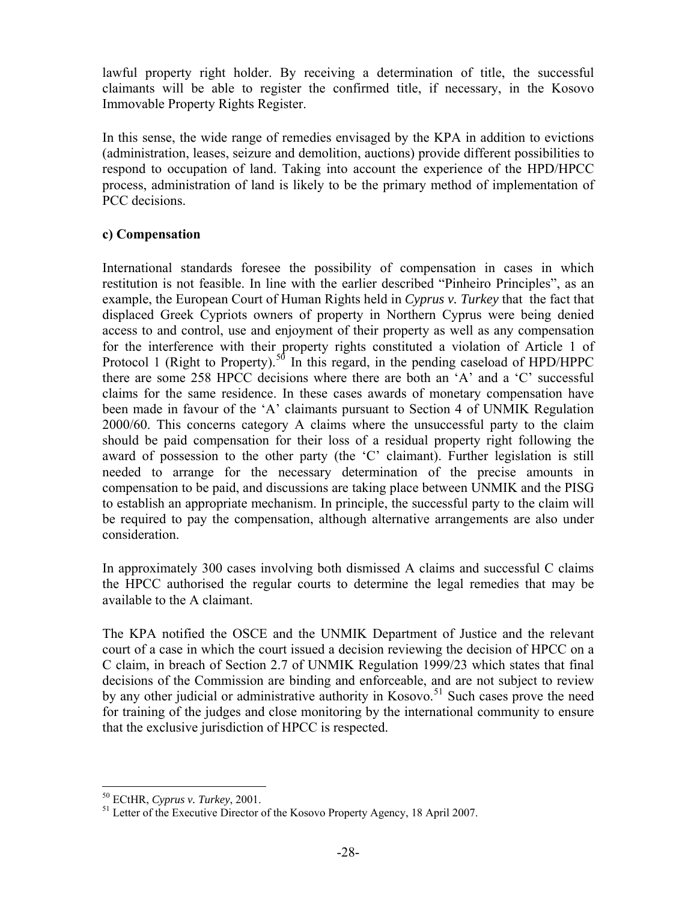lawful property right holder. By receiving a determination of title, the successful claimants will be able to register the confirmed title, if necessary, in the Kosovo Immovable Property Rights Register.

In this sense, the wide range of remedies envisaged by the KPA in addition to evictions (administration, leases, seizure and demolition, auctions) provide different possibilities to respond to occupation of land. Taking into account the experience of the HPD/HPCC process, administration of land is likely to be the primary method of implementation of PCC decisions.

**c) Compensation**

International standards foresee the possibility of compensation in cases in which restitution is not feasible. In line with the earlier described "Pinheiro Principles", as an example, the European Court of Human Rights held in *Cyprus v. Turkey* that the fact that displaced Greek Cypriots owners of property in Northern Cyprus were being denied access to and control, use and enjoyment of their property as well as any compensation for the interference with their property rights constituted a violation of Article 1 of Protocol 1 (Right to Property).[50] In this regard, in the pending caseload of HPD/HPPC there are some 258 HPCC decisions where there are both an 'A' and a 'C' successful claims for the same residence. In these cases awards of monetary compensation have been made in favour of the 'A' claimants pursuant to Section 4 of UNMIK Regulation 2000/60. This concerns category A claims where the unsuccessful party to the claim should be paid compensation for their loss of a residual property right following the award of possession to the other party (the 'C' claimant). Further legislation is still needed to arrange for the necessary determination of the precise amounts in compensation to be paid, and discussions are taking place between UNMIK and the PISG to establish an appropriate mechanism. In principle, the successful party to the claim will be required to pay the compensation, although alternative arrangements are also under consideration.

In approximately 300 cases involving both dismissed A claims and successful C claims the HPCC authorised the regular courts to determine the legal remedies that may be available to the A claimant.

The KPA notified the OSCE and the UNMIK Department of Justice and the relevant court of a case in which the court issued a decision reviewing the decision of HPCC on a C claim, in breach of Section 2.7 of UNMIK Regulation 1999/23 which states that final decisions of the Commission are binding and enforceable, and are not subject to review by any other judicial or administrative authority in Kosovo.[51] Such cases prove the need for training of the judges and close monitoring by the international community to ensure that the exclusive jurisdiction of HPCC is respected.

[50] ECtHR, *Cyprus v. Turkey*, 2001.

[51] Letter of the Executive Director of the Kosovo Property Agency, 18 April 2007.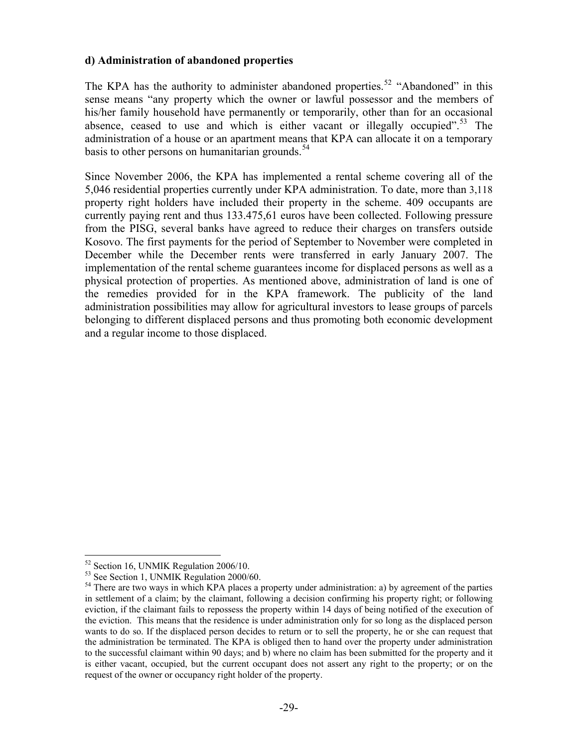**d) Administration of abandoned properties**

The KPA has the authority to administer abandoned properties.[52] "Abandoned" in this sense means "any property which the owner or lawful possessor and the members of his/her family household have permanently or temporarily, other than for an occasional absence, ceased to use and which is either vacant or illegally occupied".[53] The administration of a house or an apartment means that KPA can allocate it on a temporary basis to other persons on humanitarian grounds.[54]

Since November 2006, the KPA has implemented a rental scheme covering all of the 5,046 residential properties currently under KPA administration. To date, more than 3,118 property right holders have included their property in the scheme. 409 occupants are currently paying rent and thus 133.475,61 euros have been collected. Following pressure from the PISG, several banks have agreed to reduce their charges on transfers outside Kosovo. The first payments for the period of September to November were completed in December while the December rents were transferred in early January 2007. The implementation of the rental scheme guarantees income for displaced persons as well as a physical protection of properties. As mentioned above, administration of land is one of the remedies provided for in the KPA framework. The publicity of the land administration possibilities may allow for agricultural investors to lease groups of parcels belonging to different displaced persons and thus promoting both economic development and a regular income to those displaced.

---

[52] Section 16, UNMIK Regulation 2006/10.

[53] See Section 1, UNMIK Regulation 2000/60.

[54] There are two ways in which KPA places a property under administration: a) by agreement of the parties in settlement of a claim; by the claimant, following a decision confirming his property right; or following eviction, if the claimant fails to repossess the property within 14 days of being notified of the execution of the eviction. This means that the residence is under administration only for so long as the displaced person wants to do so. If the displaced person decides to return or to sell the property, he or she can request that the administration be terminated. The KPA is obliged then to hand over the property under administration to the successful claimant within 90 days; and b) where no claim has been submitted for the property and it is either vacant, occupied, but the current occupant does not assert any right to the property; or on the request of the owner or occupancy right holder of the property.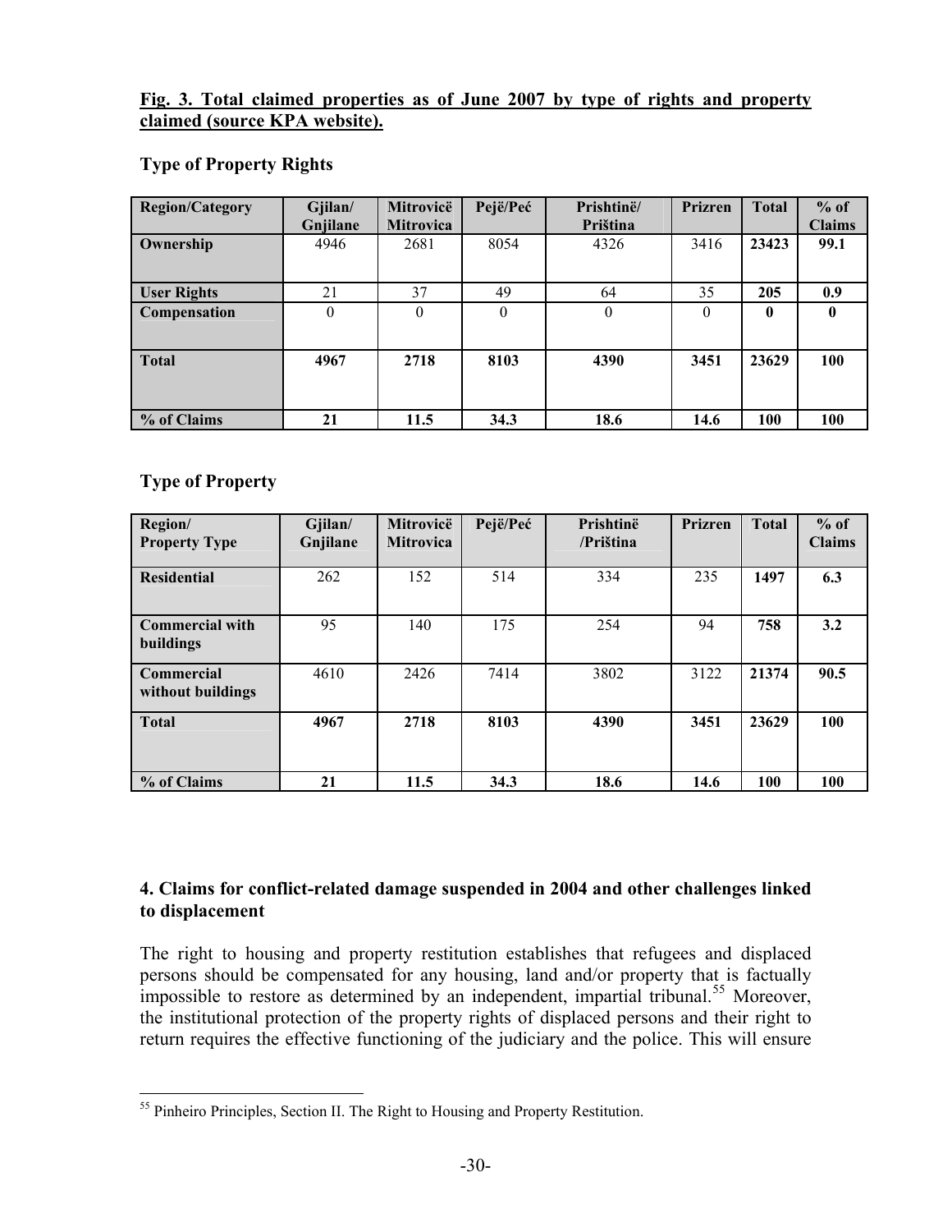**Fig. 3. Total claimed properties as of June 2007 by type of rights and property claimed (source KPA website).**

**Type of Property Rights**

| Region/Category | Gjilan/ Gnjilane | Mitrovicë Mitrovica | Pejë/Peć | Prishtinë/ Priština | Prizren | Total | % of Claims |
|---|---|---|---|---|---|---|---|
| **Ownership** | 4946 | 2681 | 8054 | 4326 | 3416 | **23423** | **99.1** |
| **User Rights** | 21 | 37 | 49 | 64 | 35 | **205** | **0.9** |
| **Compensation** | 0 | 0 | 0 | 0 | 0 | **0** | **0** |
| **Total** | **4967** | **2718** | **8103** | **4390** | **3451** | **23629** | **100** |
| **% of Claims** | **21** | **11.5** | **34.3** | **18.6** | **14.6** | **100** | **100** |

**Type of Property**

| Region/ Property Type | Gjilan/ Gnjilane | Mitrovicë Mitrovica | Pejë/Peć | Prishtinë /Priština | Prizren | Total | % of Claims |
|---|---|---|---|---|---|---|---|
| **Residential** | 262 | 152 | 514 | 334 | 235 | **1497** | **6.3** |
| **Commercial with buildings** | 95 | 140 | 175 | 254 | 94 | **758** | **3.2** |
| **Commercial without buildings** | 4610 | 2426 | 7414 | 3802 | 3122 | **21374** | **90.5** |
| **Total** | **4967** | **2718** | **8103** | **4390** | **3451** | **23629** | **100** |
| **% of Claims** | **21** | **11.5** | **34.3** | **18.6** | **14.6** | **100** | **100** |

### 4. Claims for conflict-related damage suspended in 2004 and other challenges linked to displacement

The right to housing and property restitution establishes that refugees and displaced persons should be compensated for any housing, land and/or property that is factually impossible to restore as determined by an independent, impartial tribunal.[55] Moreover, the institutional protection of the property rights of displaced persons and their right to return requires the effective functioning of the judiciary and the police. This will ensure

[55] Pinheiro Principles, Section II. The Right to Housing and Property Restitution.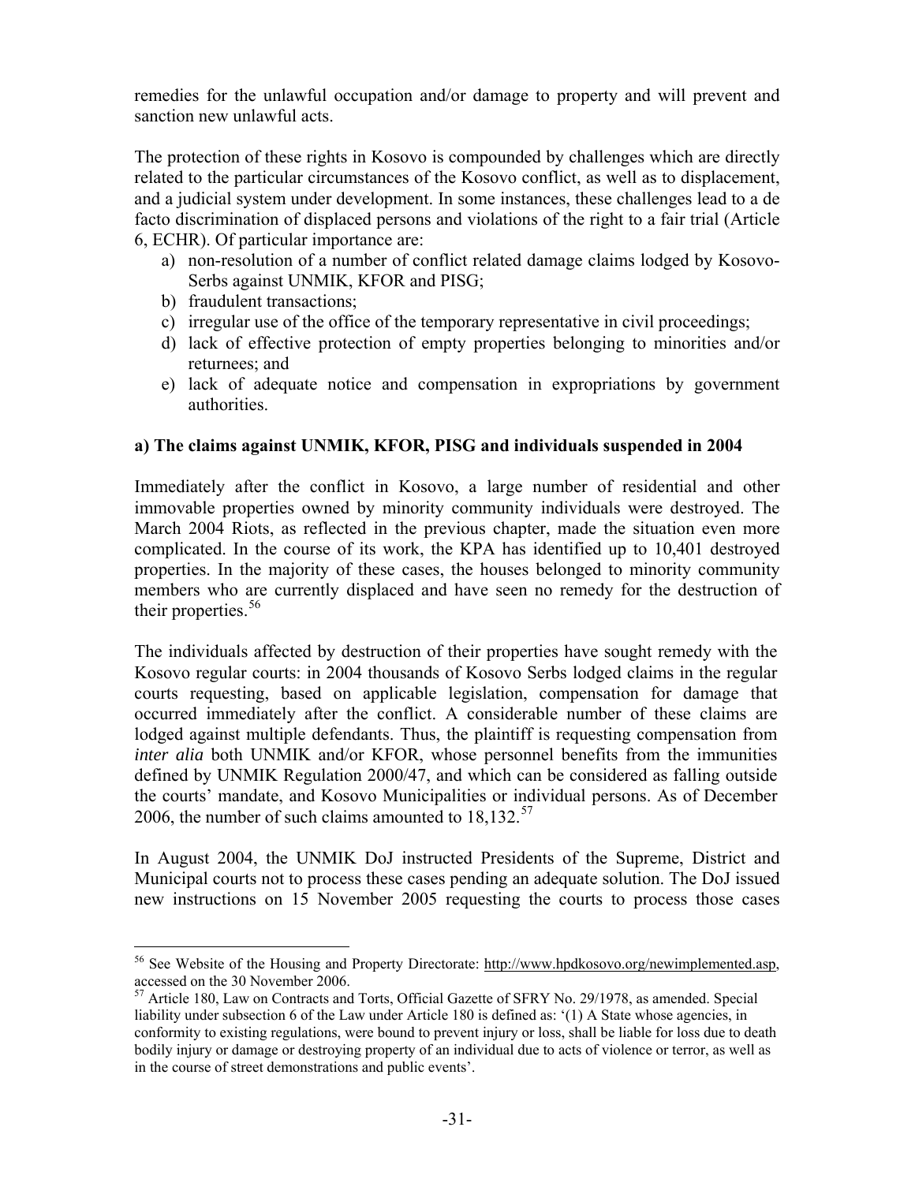remedies for the unlawful occupation and/or damage to property and will prevent and sanction new unlawful acts.

The protection of these rights in Kosovo is compounded by challenges which are directly related to the particular circumstances of the Kosovo conflict, as well as to displacement, and a judicial system under development. In some instances, these challenges lead to a de facto discrimination of displaced persons and violations of the right to a fair trial (Article 6, ECHR). Of particular importance are:

a) non-resolution of a number of conflict related damage claims lodged by Kosovo-Serbs against UNMIK, KFOR and PISG;
b) fraudulent transactions;
c) irregular use of the office of the temporary representative in civil proceedings;
d) lack of effective protection of empty properties belonging to minorities and/or returnees; and
e) lack of adequate notice and compensation in expropriations by government authorities.

**a) The claims against UNMIK, KFOR, PISG and individuals suspended in 2004**

Immediately after the conflict in Kosovo, a large number of residential and other immovable properties owned by minority community individuals were destroyed. The March 2004 Riots, as reflected in the previous chapter, made the situation even more complicated. In the course of its work, the KPA has identified up to 10,401 destroyed properties. In the majority of these cases, the houses belonged to minority community members who are currently displaced and have seen no remedy for the destruction of their properties.[56]

The individuals affected by destruction of their properties have sought remedy with the Kosovo regular courts: in 2004 thousands of Kosovo Serbs lodged claims in the regular courts requesting, based on applicable legislation, compensation for damage that occurred immediately after the conflict. A considerable number of these claims are lodged against multiple defendants. Thus, the plaintiff is requesting compensation from *inter alia* both UNMIK and/or KFOR, whose personnel benefits from the immunities defined by UNMIK Regulation 2000/47, and which can be considered as falling outside the courts' mandate, and Kosovo Municipalities or individual persons. As of December 2006, the number of such claims amounted to 18,132.[57]

In August 2004, the UNMIK DoJ instructed Presidents of the Supreme, District and Municipal courts not to process these cases pending an adequate solution. The DoJ issued new instructions on 15 November 2005 requesting the courts to process those cases

---

[56] See Website of the Housing and Property Directorate: http://www.hpdkosovo.org/newimplemented.asp, accessed on the 30 November 2006.

[57] Article 180, Law on Contracts and Torts, Official Gazette of SFRY No. 29/1978, as amended. Special liability under subsection 6 of the Law under Article 180 is defined as: '(1) A State whose agencies, in conformity to existing regulations, were bound to prevent injury or loss, shall be liable for loss due to death bodily injury or damage or destroying property of an individual due to acts of violence or terror, as well as in the course of street demonstrations and public events'.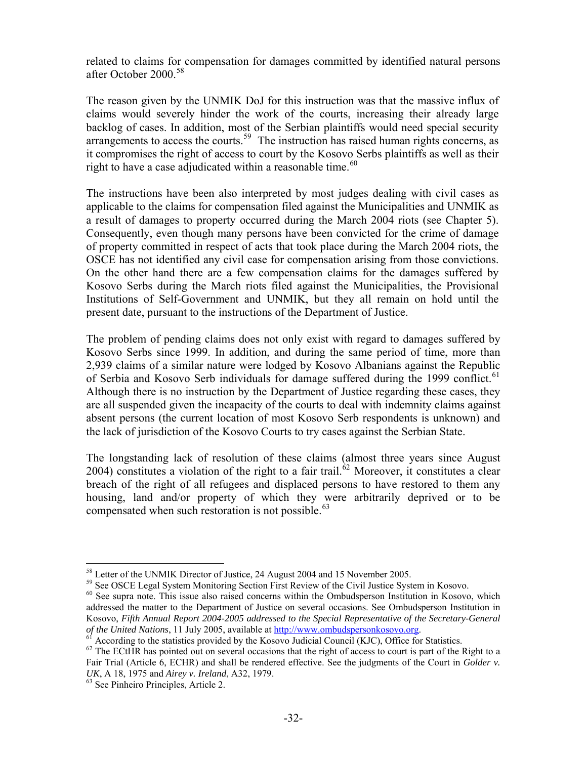related to claims for compensation for damages committed by identified natural persons after October 2000.[58]

The reason given by the UNMIK DoJ for this instruction was that the massive influx of claims would severely hinder the work of the courts, increasing their already large backlog of cases. In addition, most of the Serbian plaintiffs would need special security arrangements to access the courts.[59] The instruction has raised human rights concerns, as it compromises the right of access to court by the Kosovo Serbs plaintiffs as well as their right to have a case adjudicated within a reasonable time.[60]

The instructions have been also interpreted by most judges dealing with civil cases as applicable to the claims for compensation filed against the Municipalities and UNMIK as a result of damages to property occurred during the March 2004 riots (see Chapter 5). Consequently, even though many persons have been convicted for the crime of damage of property committed in respect of acts that took place during the March 2004 riots, the OSCE has not identified any civil case for compensation arising from those convictions. On the other hand there are a few compensation claims for the damages suffered by Kosovo Serbs during the March riots filed against the Municipalities, the Provisional Institutions of Self-Government and UNMIK, but they all remain on hold until the present date, pursuant to the instructions of the Department of Justice.

The problem of pending claims does not only exist with regard to damages suffered by Kosovo Serbs since 1999. In addition, and during the same period of time, more than 2,939 claims of a similar nature were lodged by Kosovo Albanians against the Republic of Serbia and Kosovo Serb individuals for damage suffered during the 1999 conflict.[61] Although there is no instruction by the Department of Justice regarding these cases, they are all suspended given the incapacity of the courts to deal with indemnity claims against absent persons (the current location of most Kosovo Serb respondents is unknown) and the lack of jurisdiction of the Kosovo Courts to try cases against the Serbian State.

The longstanding lack of resolution of these claims (almost three years since August 2004) constitutes a violation of the right to a fair trail.[62] Moreover, it constitutes a clear breach of the right of all refugees and displaced persons to have restored to them any housing, land and/or property of which they were arbitrarily deprived or to be compensated when such restoration is not possible.[63]

---

[58] Letter of the UNMIK Director of Justice, 24 August 2004 and 15 November 2005.

[59] See OSCE Legal System Monitoring Section First Review of the Civil Justice System in Kosovo.

[60] See supra note. This issue also raised concerns within the Ombudsperson Institution in Kosovo, which addressed the matter to the Department of Justice on several occasions. See Ombudsperson Institution in Kosovo, *Fifth Annual Report 2004-2005 addressed to the Special Representative of the Secretary-General of the United Nations*, 11 July 2005, available at http://www.ombudspersonkosovo.org.

[61] According to the statistics provided by the Kosovo Judicial Council (KJC), Office for Statistics.

[62] The ECtHR has pointed out on several occasions that the right of access to court is part of the Right to a Fair Trial (Article 6, ECHR) and shall be rendered effective. See the judgments of the Court in *Golder v. UK*, A 18, 1975 and *Airey v. Ireland*, A32, 1979.

[63] See Pinheiro Principles, Article 2.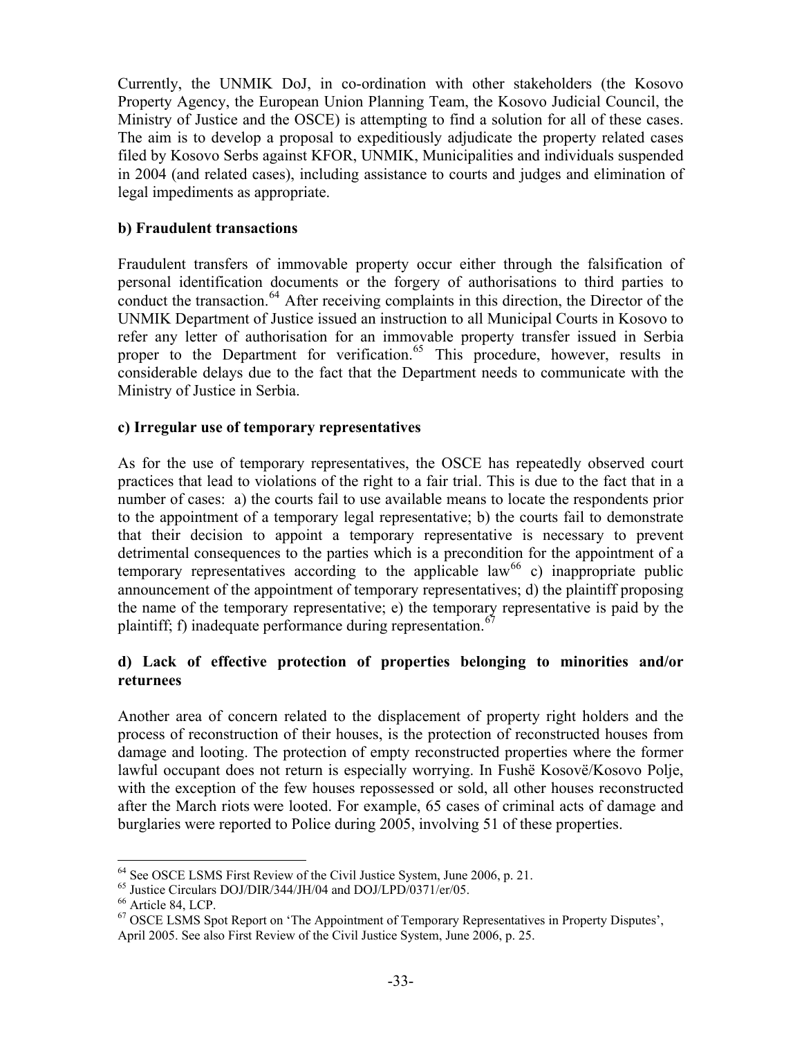Currently, the UNMIK DoJ, in co-ordination with other stakeholders (the Kosovo Property Agency, the European Union Planning Team, the Kosovo Judicial Council, the Ministry of Justice and the OSCE) is attempting to find a solution for all of these cases. The aim is to develop a proposal to expeditiously adjudicate the property related cases filed by Kosovo Serbs against KFOR, UNMIK, Municipalities and individuals suspended in 2004 (and related cases), including assistance to courts and judges and elimination of legal impediments as appropriate.

**b) Fraudulent transactions**

Fraudulent transfers of immovable property occur either through the falsification of personal identification documents or the forgery of authorisations to third parties to conduct the transaction.[64] After receiving complaints in this direction, the Director of the UNMIK Department of Justice issued an instruction to all Municipal Courts in Kosovo to refer any letter of authorisation for an immovable property transfer issued in Serbia proper to the Department for verification.[65] This procedure, however, results in considerable delays due to the fact that the Department needs to communicate with the Ministry of Justice in Serbia.

**c) Irregular use of temporary representatives**

As for the use of temporary representatives, the OSCE has repeatedly observed court practices that lead to violations of the right to a fair trial. This is due to the fact that in a number of cases: a) the courts fail to use available means to locate the respondents prior to the appointment of a temporary legal representative; b) the courts fail to demonstrate that their decision to appoint a temporary representative is necessary to prevent detrimental consequences to the parties which is a precondition for the appointment of a temporary representatives according to the applicable law[66] c) inappropriate public announcement of the appointment of temporary representatives; d) the plaintiff proposing the name of the temporary representative; e) the temporary representative is paid by the plaintiff; f) inadequate performance during representation.[67]

**d) Lack of effective protection of properties belonging to minorities and/or returnees**

Another area of concern related to the displacement of property right holders and the process of reconstruction of their houses, is the protection of reconstructed houses from damage and looting. The protection of empty reconstructed properties where the former lawful occupant does not return is especially worrying. In Fushë Kosovë/Kosovo Polje, with the exception of the few houses repossessed or sold, all other houses reconstructed after the March riots were looted. For example, 65 cases of criminal acts of damage and burglaries were reported to Police during 2005, involving 51 of these properties.

---

[64] See OSCE LSMS First Review of the Civil Justice System, June 2006, p. 21.

[65] Justice Circulars DOJ/DIR/344/JH/04 and DOJ/LPD/0371/er/05.

[66] Article 84, LCP.

[67] OSCE LSMS Spot Report on 'The Appointment of Temporary Representatives in Property Disputes', April 2005. See also First Review of the Civil Justice System, June 2006, p. 25.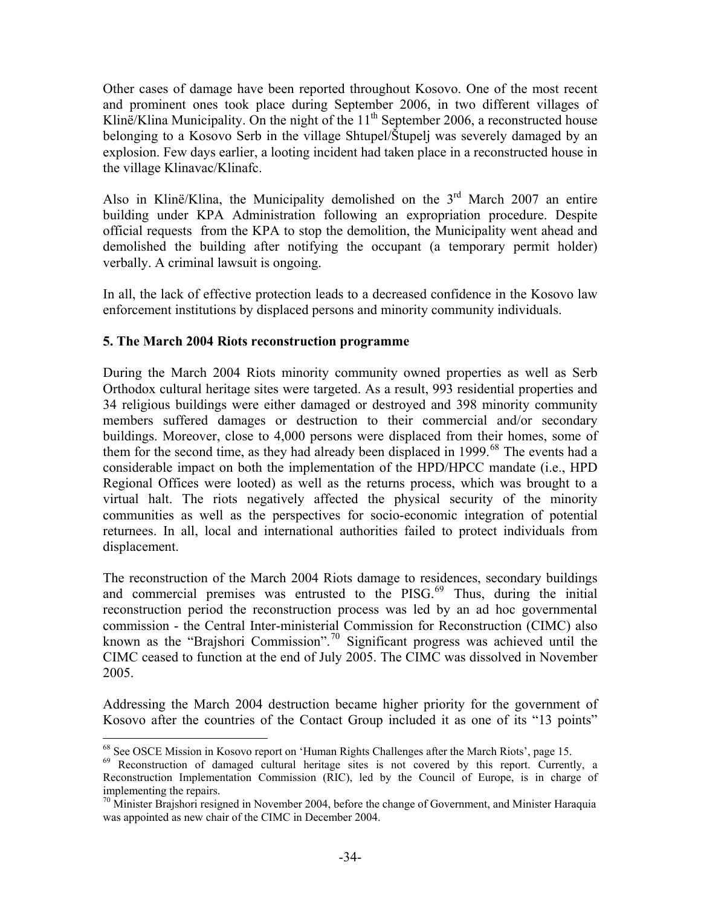Other cases of damage have been reported throughout Kosovo. One of the most recent and prominent ones took place during September 2006, in two different villages of Klinë/Klina Municipality. On the night of the 11th September 2006, a reconstructed house belonging to a Kosovo Serb in the village Shtupel/Štupelj was severely damaged by an explosion. Few days earlier, a looting incident had taken place in a reconstructed house in the village Klinavac/Klinafc.

Also in Klinë/Klina, the Municipality demolished on the 3rd March 2007 an entire building under KPA Administration following an expropriation procedure. Despite official requests from the KPA to stop the demolition, the Municipality went ahead and demolished the building after notifying the occupant (a temporary permit holder) verbally. A criminal lawsuit is ongoing.

In all, the lack of effective protection leads to a decreased confidence in the Kosovo law enforcement institutions by displaced persons and minority community individuals.

### 5. The March 2004 Riots reconstruction programme

During the March 2004 Riots minority community owned properties as well as Serb Orthodox cultural heritage sites were targeted. As a result, 993 residential properties and 34 religious buildings were either damaged or destroyed and 398 minority community members suffered damages or destruction to their commercial and/or secondary buildings. Moreover, close to 4,000 persons were displaced from their homes, some of them for the second time, as they had already been displaced in 1999.[68] The events had a considerable impact on both the implementation of the HPD/HPCC mandate (i.e., HPD Regional Offices were looted) as well as the returns process, which was brought to a virtual halt. The riots negatively affected the physical security of the minority communities as well as the perspectives for socio-economic integration of potential returnees. In all, local and international authorities failed to protect individuals from displacement.

The reconstruction of the March 2004 Riots damage to residences, secondary buildings and commercial premises was entrusted to the PISG.[69] Thus, during the initial reconstruction period the reconstruction process was led by an ad hoc governmental commission - the Central Inter-ministerial Commission for Reconstruction (CIMC) also known as the "Brajshori Commission".[70] Significant progress was achieved until the CIMC ceased to function at the end of July 2005. The CIMC was dissolved in November 2005.

Addressing the March 2004 destruction became higher priority for the government of Kosovo after the countries of the Contact Group included it as one of its "13 points"

---

[68] See OSCE Mission in Kosovo report on 'Human Rights Challenges after the March Riots', page 15.

[69] Reconstruction of damaged cultural heritage sites is not covered by this report. Currently, a Reconstruction Implementation Commission (RIC), led by the Council of Europe, is in charge of implementing the repairs.

[70] Minister Brajshori resigned in November 2004, before the change of Government, and Minister Haraquia was appointed as new chair of the CIMC in December 2004.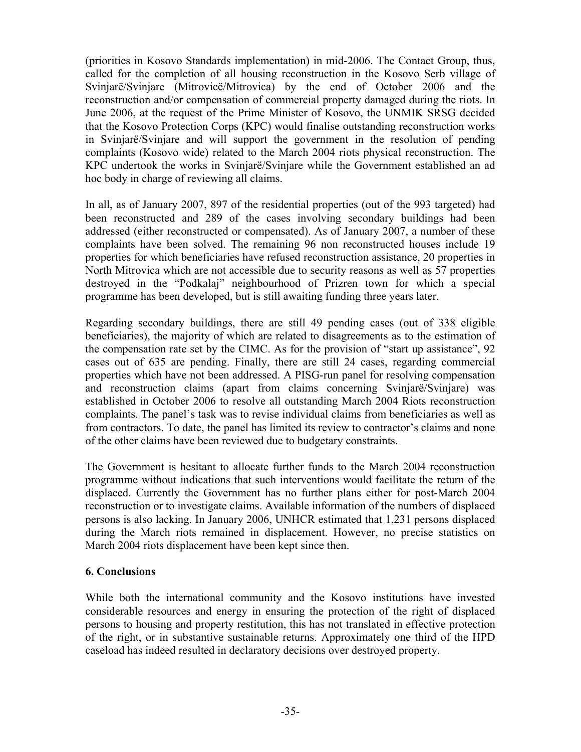(priorities in Kosovo Standards implementation) in mid-2006. The Contact Group, thus, called for the completion of all housing reconstruction in the Kosovo Serb village of Svinjarë/Svinjare (Mitrovicë/Mitrovica) by the end of October 2006 and the reconstruction and/or compensation of commercial property damaged during the riots. In June 2006, at the request of the Prime Minister of Kosovo, the UNMIK SRSG decided that the Kosovo Protection Corps (KPC) would finalise outstanding reconstruction works in Svinjarë/Svinjare and will support the government in the resolution of pending complaints (Kosovo wide) related to the March 2004 riots physical reconstruction. The KPC undertook the works in Svinjarë/Svinjare while the Government established an ad hoc body in charge of reviewing all claims.

In all, as of January 2007, 897 of the residential properties (out of the 993 targeted) had been reconstructed and 289 of the cases involving secondary buildings had been addressed (either reconstructed or compensated). As of January 2007, a number of these complaints have been solved. The remaining 96 non reconstructed houses include 19 properties for which beneficiaries have refused reconstruction assistance, 20 properties in North Mitrovica which are not accessible due to security reasons as well as 57 properties destroyed in the "Podkalaj" neighbourhood of Prizren town for which a special programme has been developed, but is still awaiting funding three years later.

Regarding secondary buildings, there are still 49 pending cases (out of 338 eligible beneficiaries), the majority of which are related to disagreements as to the estimation of the compensation rate set by the CIMC. As for the provision of "start up assistance", 92 cases out of 635 are pending. Finally, there are still 24 cases, regarding commercial properties which have not been addressed. A PISG-run panel for resolving compensation and reconstruction claims (apart from claims concerning Svinjarë/Svinjare) was established in October 2006 to resolve all outstanding March 2004 Riots reconstruction complaints. The panel's task was to revise individual claims from beneficiaries as well as from contractors. To date, the panel has limited its review to contractor's claims and none of the other claims have been reviewed due to budgetary constraints.

The Government is hesitant to allocate further funds to the March 2004 reconstruction programme without indications that such interventions would facilitate the return of the displaced. Currently the Government has no further plans either for post-March 2004 reconstruction or to investigate claims. Available information of the numbers of displaced persons is also lacking. In January 2006, UNHCR estimated that 1,231 persons displaced during the March riots remained in displacement. However, no precise statistics on March 2004 riots displacement have been kept since then.

## 6. Conclusions

While both the international community and the Kosovo institutions have invested considerable resources and energy in ensuring the protection of the right of displaced persons to housing and property restitution, this has not translated in effective protection of the right, or in substantive sustainable returns. Approximately one third of the HPD caseload has indeed resulted in declaratory decisions over destroyed property.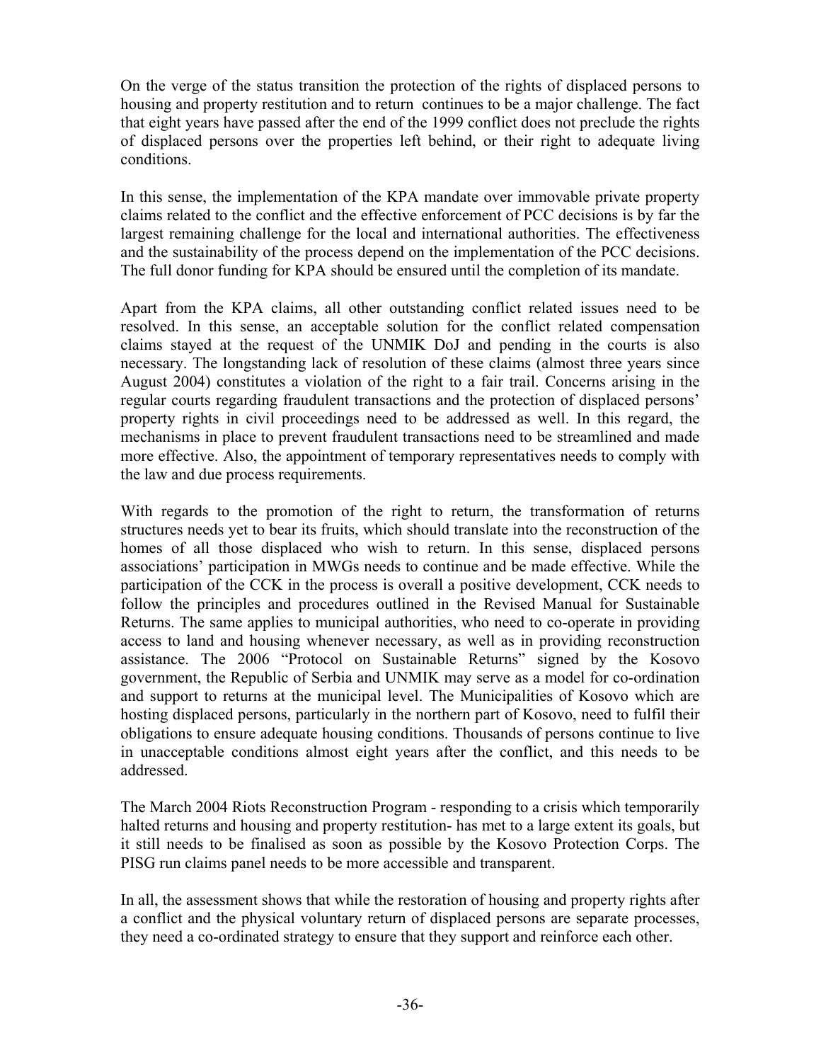On the verge of the status transition the protection of the rights of displaced persons to housing and property restitution and to return continues to be a major challenge. The fact that eight years have passed after the end of the 1999 conflict does not preclude the rights of displaced persons over the properties left behind, or their right to adequate living conditions.

In this sense, the implementation of the KPA mandate over immovable private property claims related to the conflict and the effective enforcement of PCC decisions is by far the largest remaining challenge for the local and international authorities. The effectiveness and the sustainability of the process depend on the implementation of the PCC decisions. The full donor funding for KPA should be ensured until the completion of its mandate.

Apart from the KPA claims, all other outstanding conflict related issues need to be resolved. In this sense, an acceptable solution for the conflict related compensation claims stayed at the request of the UNMIK DoJ and pending in the courts is also necessary. The longstanding lack of resolution of these claims (almost three years since August 2004) constitutes a violation of the right to a fair trail. Concerns arising in the regular courts regarding fraudulent transactions and the protection of displaced persons' property rights in civil proceedings need to be addressed as well. In this regard, the mechanisms in place to prevent fraudulent transactions need to be streamlined and made more effective. Also, the appointment of temporary representatives needs to comply with the law and due process requirements.

With regards to the promotion of the right to return, the transformation of returns structures needs yet to bear its fruits, which should translate into the reconstruction of the homes of all those displaced who wish to return. In this sense, displaced persons associations' participation in MWGs needs to continue and be made effective. While the participation of the CCK in the process is overall a positive development, CCK needs to follow the principles and procedures outlined in the Revised Manual for Sustainable Returns. The same applies to municipal authorities, who need to co-operate in providing access to land and housing whenever necessary, as well as in providing reconstruction assistance. The 2006 "Protocol on Sustainable Returns" signed by the Kosovo government, the Republic of Serbia and UNMIK may serve as a model for co-ordination and support to returns at the municipal level. The Municipalities of Kosovo which are hosting displaced persons, particularly in the northern part of Kosovo, need to fulfil their obligations to ensure adequate housing conditions. Thousands of persons continue to live in unacceptable conditions almost eight years after the conflict, and this needs to be addressed.

The March 2004 Riots Reconstruction Program - responding to a crisis which temporarily halted returns and housing and property restitution- has met to a large extent its goals, but it still needs to be finalised as soon as possible by the Kosovo Protection Corps. The PISG run claims panel needs to be more accessible and transparent.

In all, the assessment shows that while the restoration of housing and property rights after a conflict and the physical voluntary return of displaced persons are separate processes, they need a co-ordinated strategy to ensure that they support and reinforce each other.